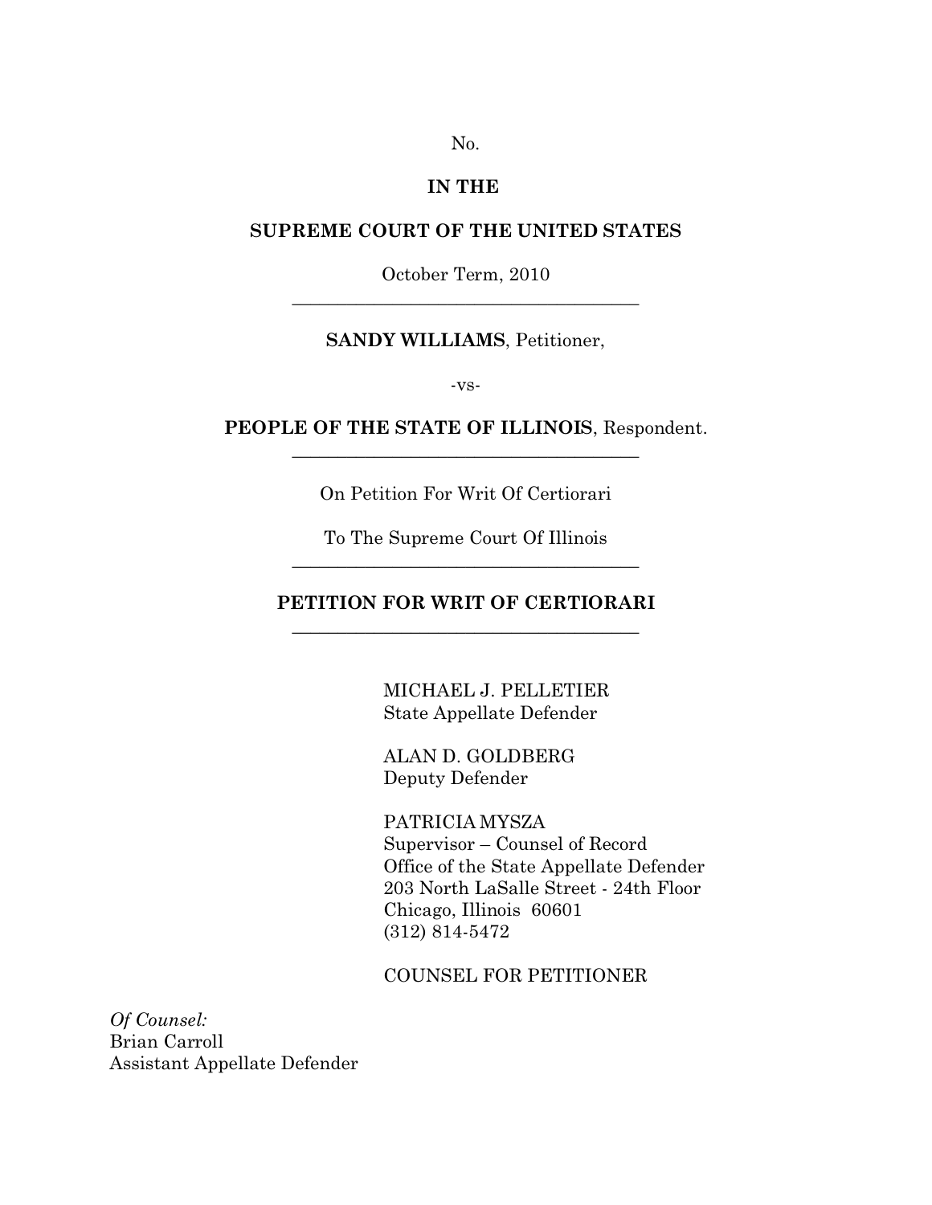No.

**IN THE**

**SUPREME COURT OF THE UNITED STATES**

October Term, 2010

---

**SANDY WILLIAMS**, Petitioner,

-vs-

**PEOPLE OF THE STATE OF ILLINOIS**, Respondent.

---

On Petition For Writ Of Certiorari

To The Supreme Court Of Illinois

---

**PETITION FOR WRIT OF CERTIORARI**

---

MICHAEL J. PELLETIER
State Appellate Defender

ALAN D. GOLDBERG
Deputy Defender

PATRICIA MYSZA
Supervisor – Counsel of Record
Office of the State Appellate Defender
203 North LaSalle Street - 24th Floor
Chicago, Illinois 60601
(312) 814-5472

COUNSEL FOR PETITIONER

*Of Counsel:*
Brian Carroll
Assistant Appellate Defender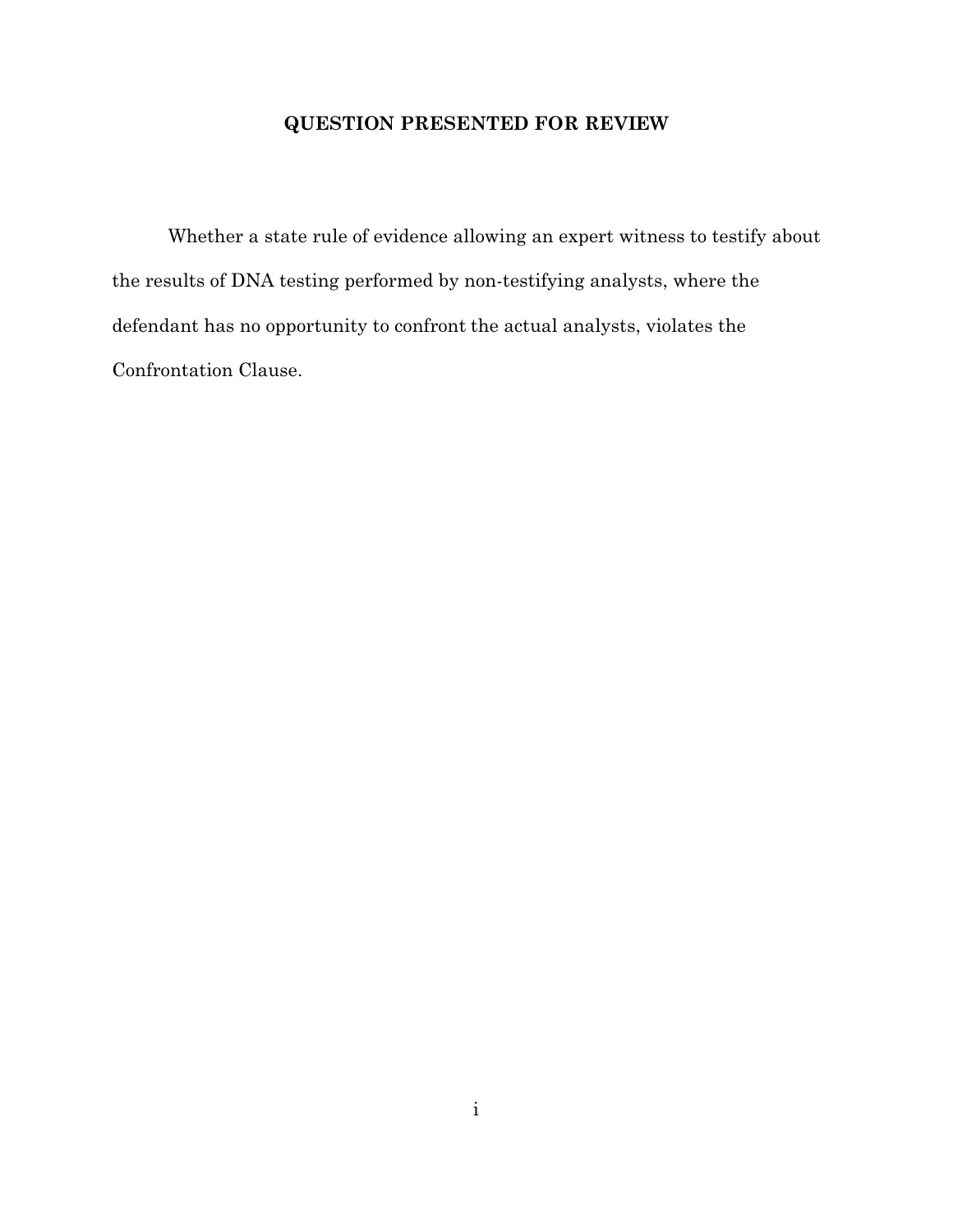# QUESTION PRESENTED FOR REVIEW

Whether a state rule of evidence allowing an expert witness to testify about the results of DNA testing performed by non-testifying analysts, where the defendant has no opportunity to confront the actual analysts, violates the Confrontation Clause.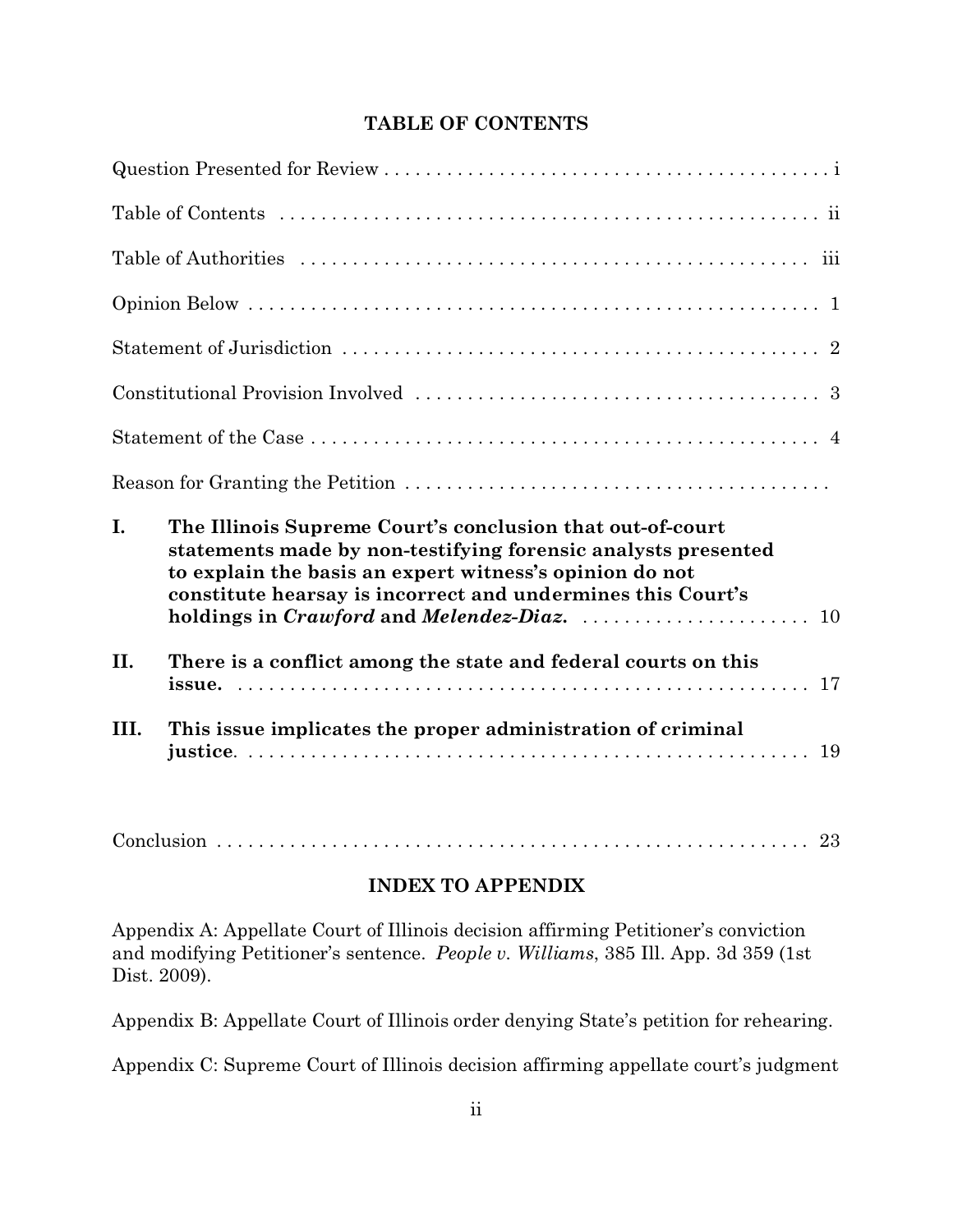## TABLE OF CONTENTS

Question Presented for Review . . . . . . . . . . . . . . . . . . . . . . . . . . . . . . . . . . . . . . . . . . i

Table of Contents . . . . . . . . . . . . . . . . . . . . . . . . . . . . . . . . . . . . . . . . . . . . . . . . . ii

Table of Authorities . . . . . . . . . . . . . . . . . . . . . . . . . . . . . . . . . . . . . . . . . . . . . . iii

Opinion Below . . . . . . . . . . . . . . . . . . . . . . . . . . . . . . . . . . . . . . . . . . . . . . . . . . . 1

Statement of Jurisdiction . . . . . . . . . . . . . . . . . . . . . . . . . . . . . . . . . . . . . . . . . . . 2

Constitutional Provision Involved . . . . . . . . . . . . . . . . . . . . . . . . . . . . . . . . . . . . 3

Statement of the Case . . . . . . . . . . . . . . . . . . . . . . . . . . . . . . . . . . . . . . . . . . . . . . 4

Reason for Granting the Petition . . . . . . . . . . . . . . . . . . . . . . . . . . . . . . . . . . . . . .

**I. The Illinois Supreme Court's conclusion that out-of-court statements made by non-testifying forensic analysts presented to explain the basis an expert witness's opinion do not constitute hearsay is incorrect and undermines this Court's holdings in *Crawford* and *Melendez-Diaz*.** . . . . . . . . . . . . . . . . . . . . . . 10

**II. There is a conflict among the state and federal courts on this issue.** . . . . . . . . . . . . . . . . . . . . . . . . . . . . . . . . . . . . . . . . . . . . . . . . . . . . 17

**III. This issue implicates the proper administration of criminal justice**. . . . . . . . . . . . . . . . . . . . . . . . . . . . . . . . . . . . . . . . . . . . . . . . . . . . . 19

Conclusion . . . . . . . . . . . . . . . . . . . . . . . . . . . . . . . . . . . . . . . . . . . . . . . . . . . . . . 23

## INDEX TO APPENDIX

Appendix A: Appellate Court of Illinois decision affirming Petitioner's conviction and modifying Petitioner's sentence. *People v. Williams*, 385 Ill. App. 3d 359 (1st Dist. 2009).

Appendix B: Appellate Court of Illinois order denying State's petition for rehearing.

Appendix C: Supreme Court of Illinois decision affirming appellate court's judgment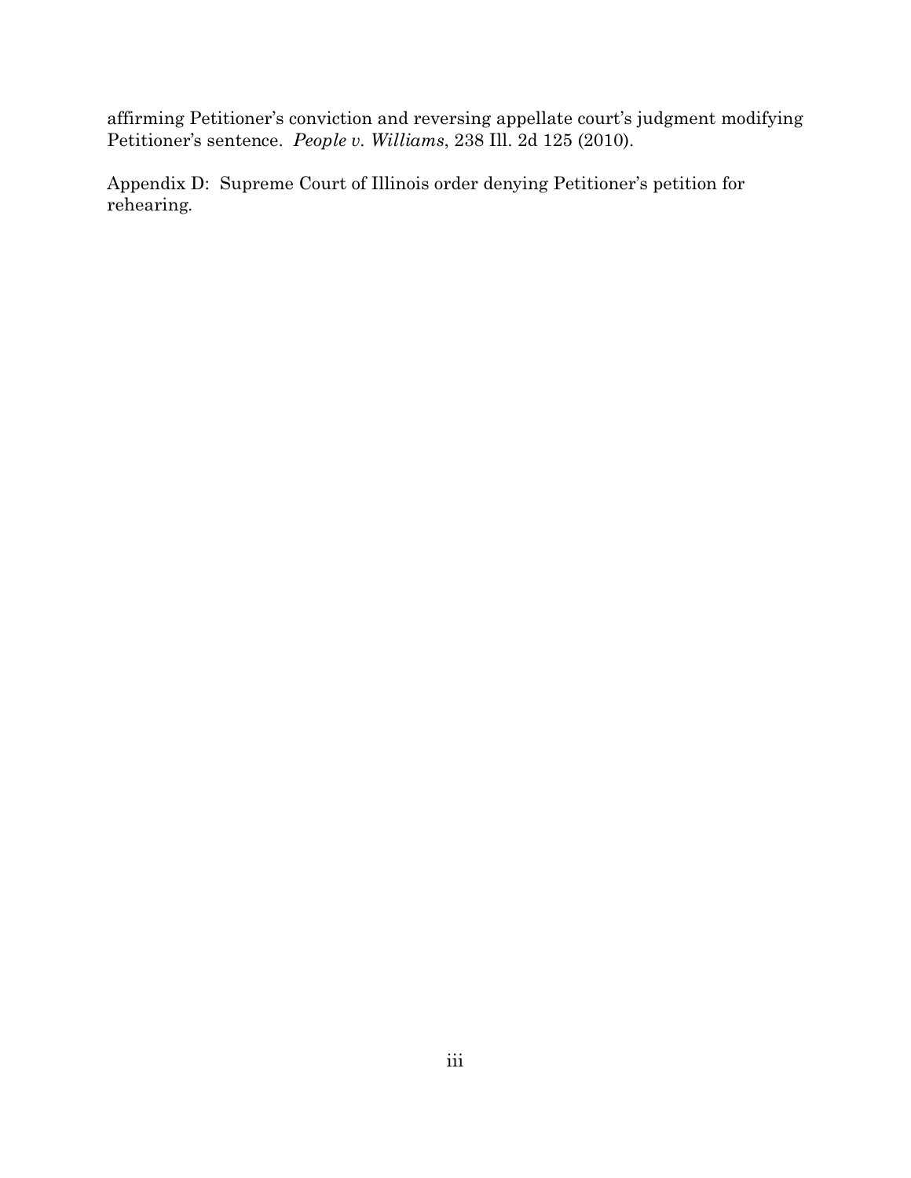affirming Petitioner's conviction and reversing appellate court's judgment modifying Petitioner's sentence. *People v. Williams*, 238 Ill. 2d 125 (2010).

Appendix D: Supreme Court of Illinois order denying Petitioner's petition for rehearing.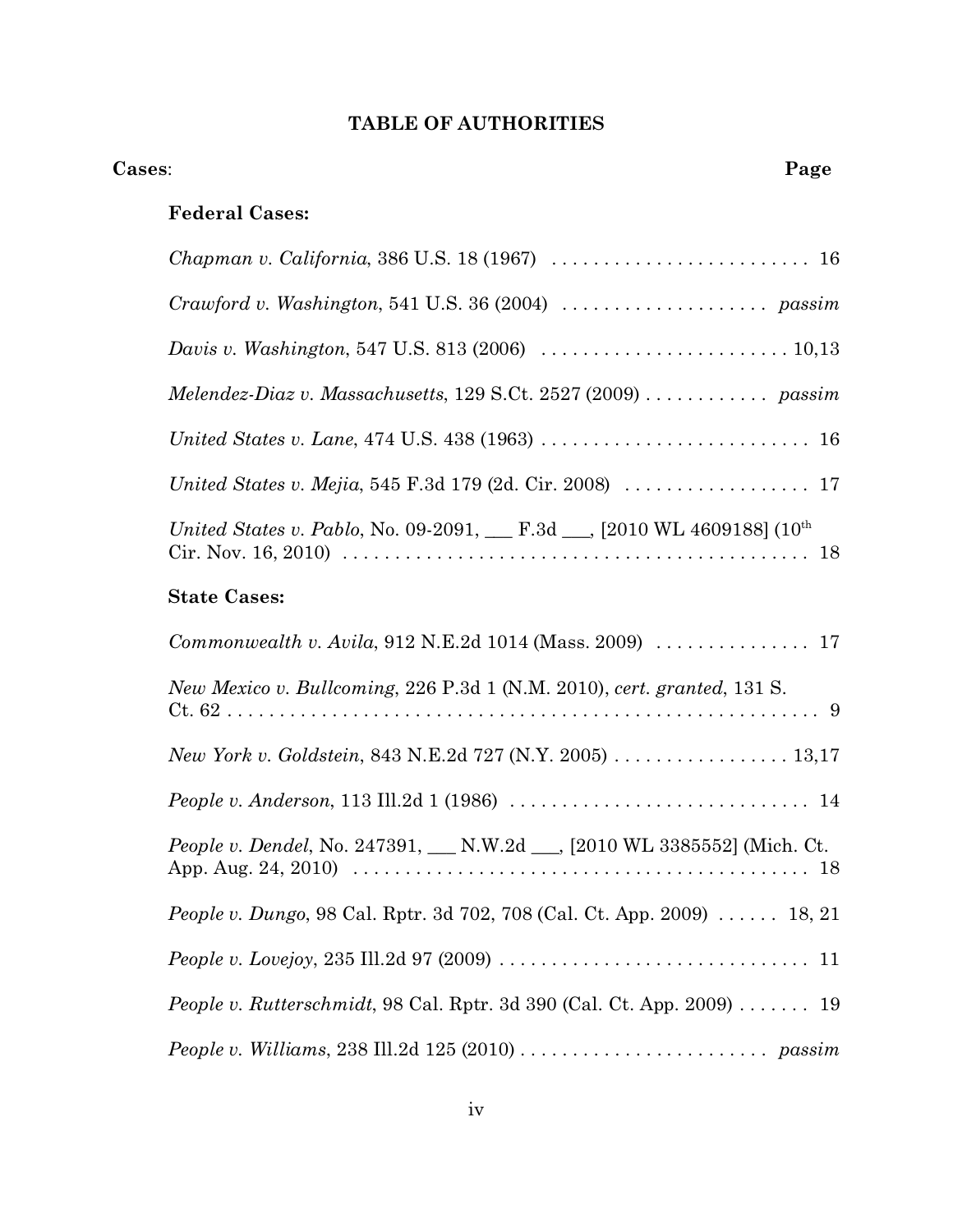# TABLE OF AUTHORITIES

**Cases**: **Page**

**Federal Cases:**

*Chapman v. California*, 386 U.S. 18 (1967) . . . . . . . . . . . . . . . . . . . . . . . . . . 16

*Crawford v. Washington*, 541 U.S. 36 (2004) . . . . . . . . . . . . . . . . . . . . *passim*

*Davis v. Washington*, 547 U.S. 813 (2006) . . . . . . . . . . . . . . . . . . . . . . . . 10,13

*Melendez-Diaz v. Massachusetts*, 129 S.Ct. 2527 (2009) . . . . . . . . . . . . *passim*

*United States v. Lane*, 474 U.S. 438 (1963) . . . . . . . . . . . . . . . . . . . . . . . . . . 16

*United States v. Mejia*, 545 F.3d 179 (2d. Cir. 2008) . . . . . . . . . . . . . . . . . . 17

*United States v. Pablo*, No. 09-2091, ___ F.3d ___, [2010 WL 4609188] (10th Cir. Nov. 16, 2010) . . . . . . . . . . . . . . . . . . . . . . . . . . . . . . . . . . . . . . . . . . . . . . 18

**State Cases:**

*Commonwealth v. Avila*, 912 N.E.2d 1014 (Mass. 2009) . . . . . . . . . . . . . . . 17

*New Mexico v. Bullcoming*, 226 P.3d 1 (N.M. 2010), *cert. granted*, 131 S. Ct. 62 . . . . . . . . . . . . . . . . . . . . . . . . . . . . . . . . . . . . . . . . . . . . . . . . . . . . . . . 9

*New York v. Goldstein*, 843 N.E.2d 727 (N.Y. 2005) . . . . . . . . . . . . . . . . . 13,17

*People v. Anderson*, 113 Ill.2d 1 (1986) . . . . . . . . . . . . . . . . . . . . . . . . . . . . . 14

*People v. Dendel*, No. 247391, ___ N.W.2d ___, [2010 WL 3385552] (Mich. Ct. App. Aug. 24, 2010) . . . . . . . . . . . . . . . . . . . . . . . . . . . . . . . . . . . . . . . . . . . . 18

*People v. Dungo*, 98 Cal. Rptr. 3d 702, 708 (Cal. Ct. App. 2009) . . . . . . 18, 21

*People v. Lovejoy*, 235 Ill.2d 97 (2009) . . . . . . . . . . . . . . . . . . . . . . . . . . . . . 11

*People v. Rutterschmidt*, 98 Cal. Rptr. 3d 390 (Cal. Ct. App. 2009) . . . . . . . 19

*People v. Williams*, 238 Ill.2d 125 (2010) . . . . . . . . . . . . . . . . . . . . . . . . *passim*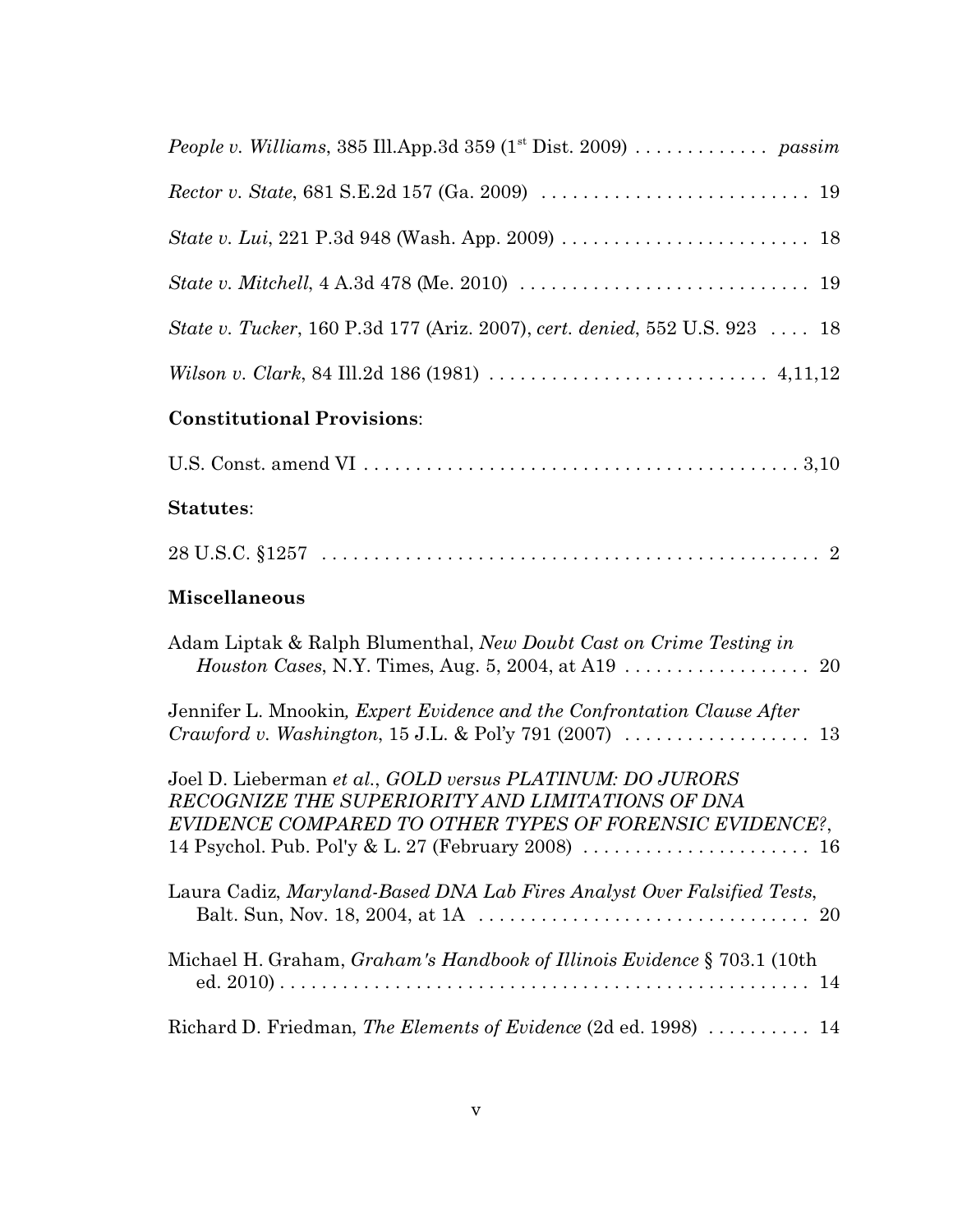*People v. Williams*, 385 Ill.App.3d 359 (1st Dist. 2009) . . . . . . . . . . . . . *passim*

*Rector v. State*, 681 S.E.2d 157 (Ga. 2009) . . . . . . . . . . . . . . . . . . . . . . . . . . 19

*State v. Lui*, 221 P.3d 948 (Wash. App. 2009) . . . . . . . . . . . . . . . . . . . . . . . . 18

*State v. Mitchell*, 4 A.3d 478 (Me. 2010) . . . . . . . . . . . . . . . . . . . . . . . . . . . . 19

*State v. Tucker*, 160 P.3d 177 (Ariz. 2007), *cert. denied*, 552 U.S. 923 . . . . 18

*Wilson v. Clark*, 84 Ill.2d 186 (1981) . . . . . . . . . . . . . . . . . . . . . . . . . . . 4,11,12

**Constitutional Provisions**:

U.S. Const. amend VI . . . . . . . . . . . . . . . . . . . . . . . . . . . . . . . . . . . . . . . . . . 3,10

**Statutes**:

28 U.S.C. §1257 . . . . . . . . . . . . . . . . . . . . . . . . . . . . . . . . . . . . . . . . . . . . . . . . 2

**Miscellaneous**

Adam Liptak & Ralph Blumenthal, *New Doubt Cast on Crime Testing in Houston Cases*, N.Y. Times, Aug. 5, 2004, at A19 . . . . . . . . . . . . . . . . . . 20

Jennifer L. Mnookin*, Expert Evidence and the Confrontation Clause After Crawford v. Washington*, 15 J.L. & Pol'y 791 (2007) . . . . . . . . . . . . . . . . . . 13

Joel D. Lieberman *et al.*, *GOLD versus PLATINUM: DO JURORS RECOGNIZE THE SUPERIORITY AND LIMITATIONS OF DNA EVIDENCE COMPARED TO OTHER TYPES OF FORENSIC EVIDENCE?*, 14 Psychol. Pub. Pol'y & L. 27 (February 2008) . . . . . . . . . . . . . . . . . . . . . . 16

Laura Cadiz, *Maryland-Based DNA Lab Fires Analyst Over Falsified Tests*, Balt. Sun, Nov. 18, 2004, at 1A . . . . . . . . . . . . . . . . . . . . . . . . . . . . . . . . 20

Michael H. Graham, *Graham's Handbook of Illinois Evidence* § 703.1 (10th ed. 2010) . . . . . . . . . . . . . . . . . . . . . . . . . . . . . . . . . . . . . . . . . . . . . . . . . . . 14

Richard D. Friedman, *The Elements of Evidence* (2d ed. 1998) . . . . . . . . . . 14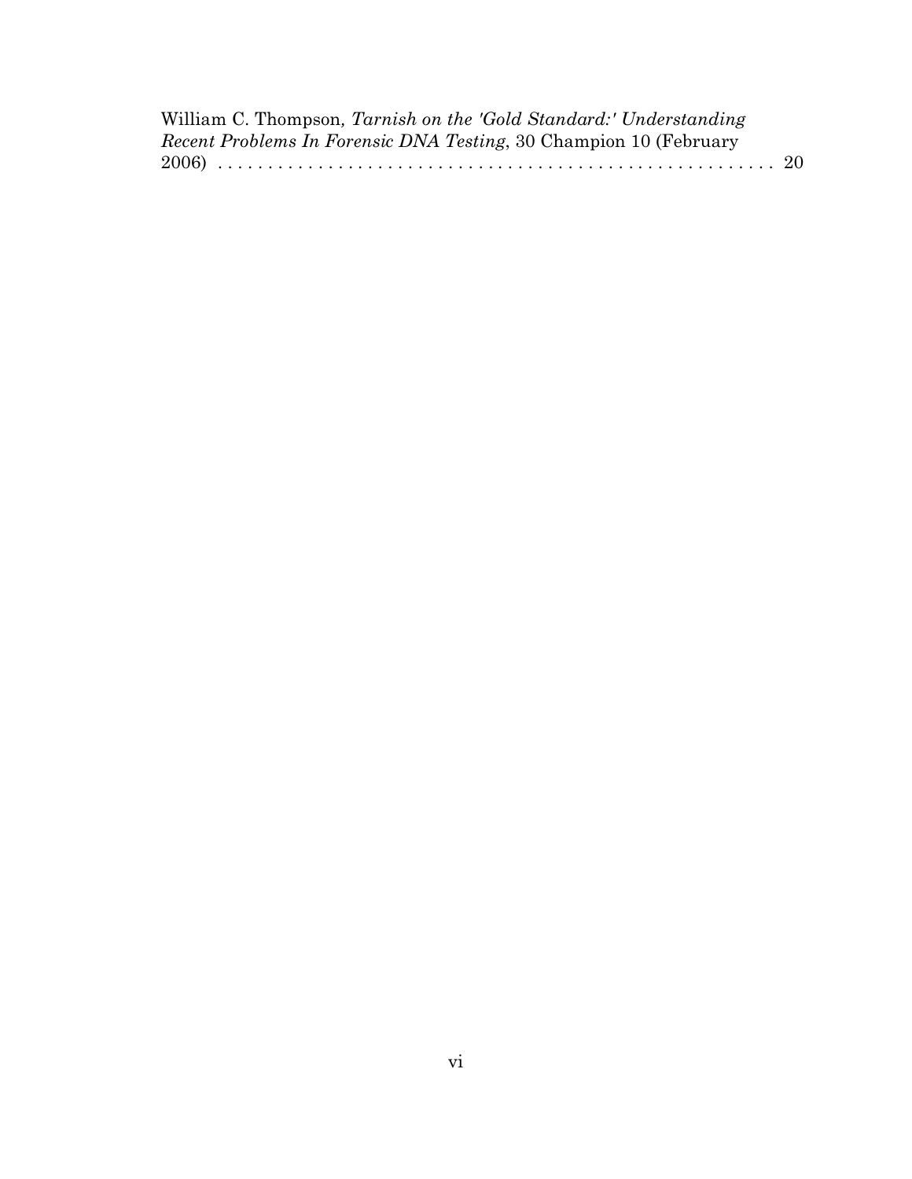William C. Thompson, *Tarnish on the 'Gold Standard:' Understanding Recent Problems In Forensic DNA Testing*, 30 Champion 10 (February 2006) . . . . . . . . . . . . . . . . . . . . . . . . . . . . . . . . . . . . . . . . . . . . . . . . . . . . . . 20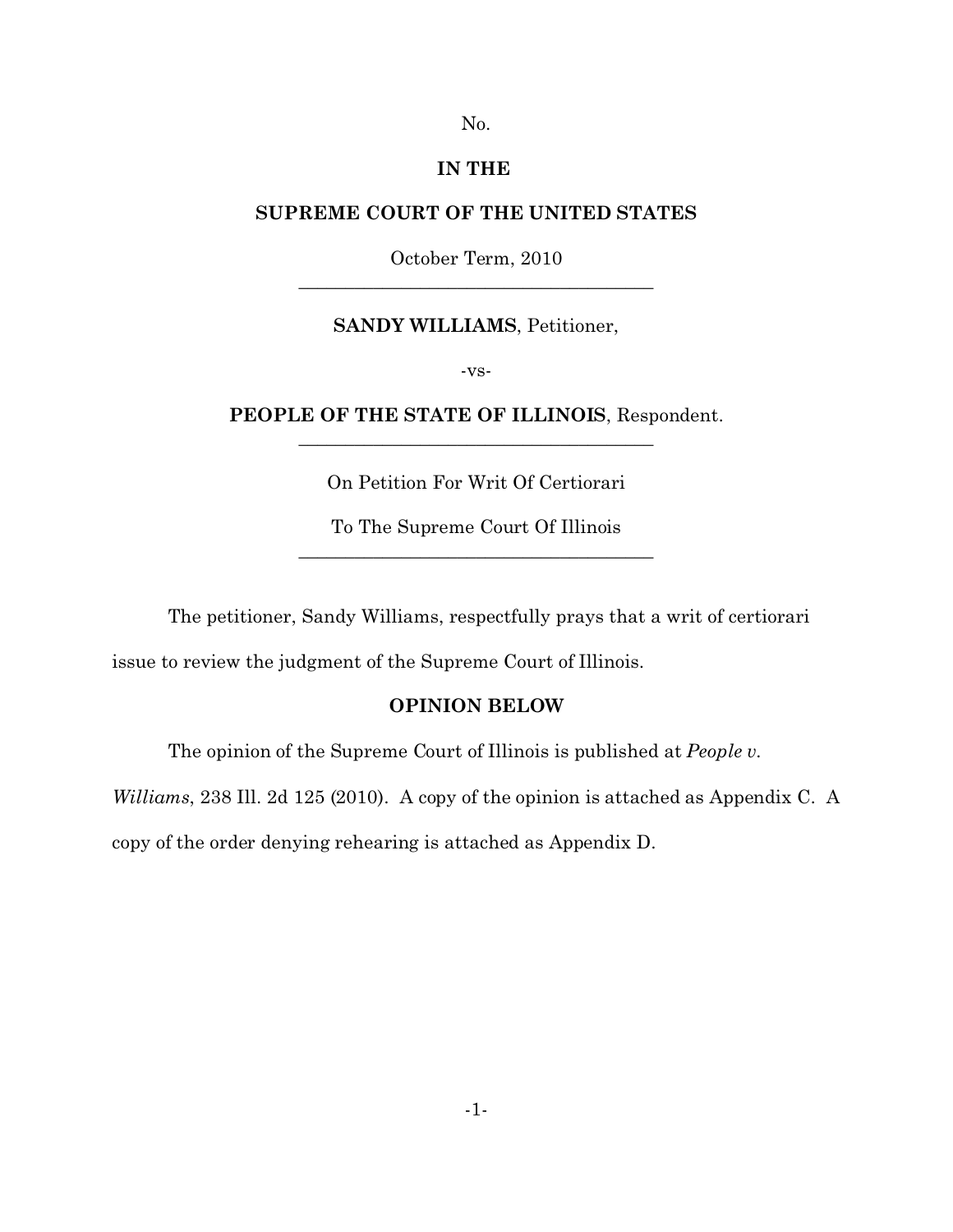No.

**IN THE**

**SUPREME COURT OF THE UNITED STATES**

October Term, 2010

---

**SANDY WILLIAMS**, Petitioner,

-vs-

**PEOPLE OF THE STATE OF ILLINOIS**, Respondent.

---

On Petition For Writ Of Certiorari

To The Supreme Court Of Illinois

---

The petitioner, Sandy Williams, respectfully prays that a writ of certiorari issue to review the judgment of the Supreme Court of Illinois.

## OPINION BELOW

The opinion of the Supreme Court of Illinois is published at *People v. Williams*, 238 Ill. 2d 125 (2010). A copy of the opinion is attached as Appendix C. A copy of the order denying rehearing is attached as Appendix D.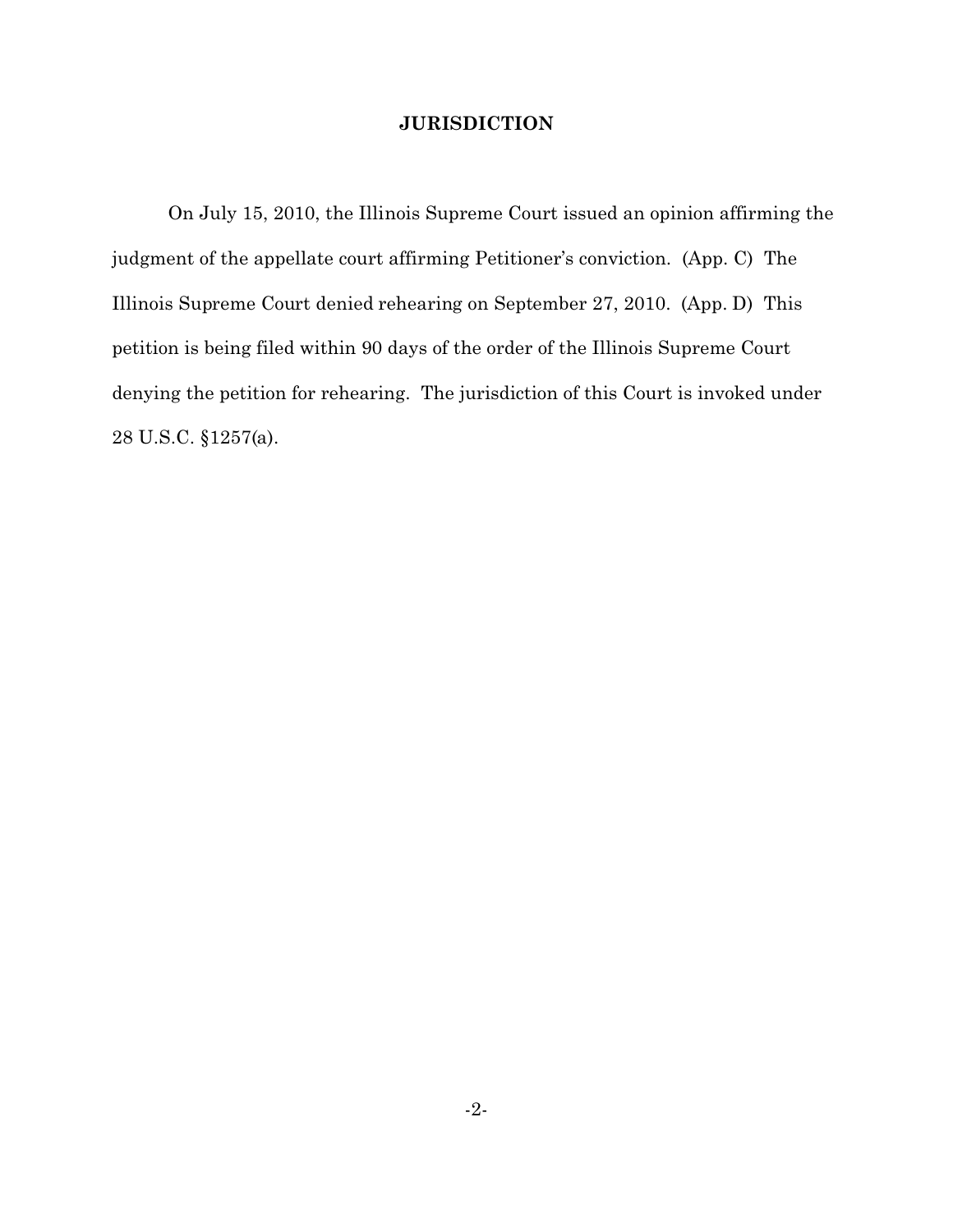# JURISDICTION

On July 15, 2010, the Illinois Supreme Court issued an opinion affirming the judgment of the appellate court affirming Petitioner's conviction. (App. C) The Illinois Supreme Court denied rehearing on September 27, 2010. (App. D) This petition is being filed within 90 days of the order of the Illinois Supreme Court denying the petition for rehearing. The jurisdiction of this Court is invoked under 28 U.S.C. §1257(a).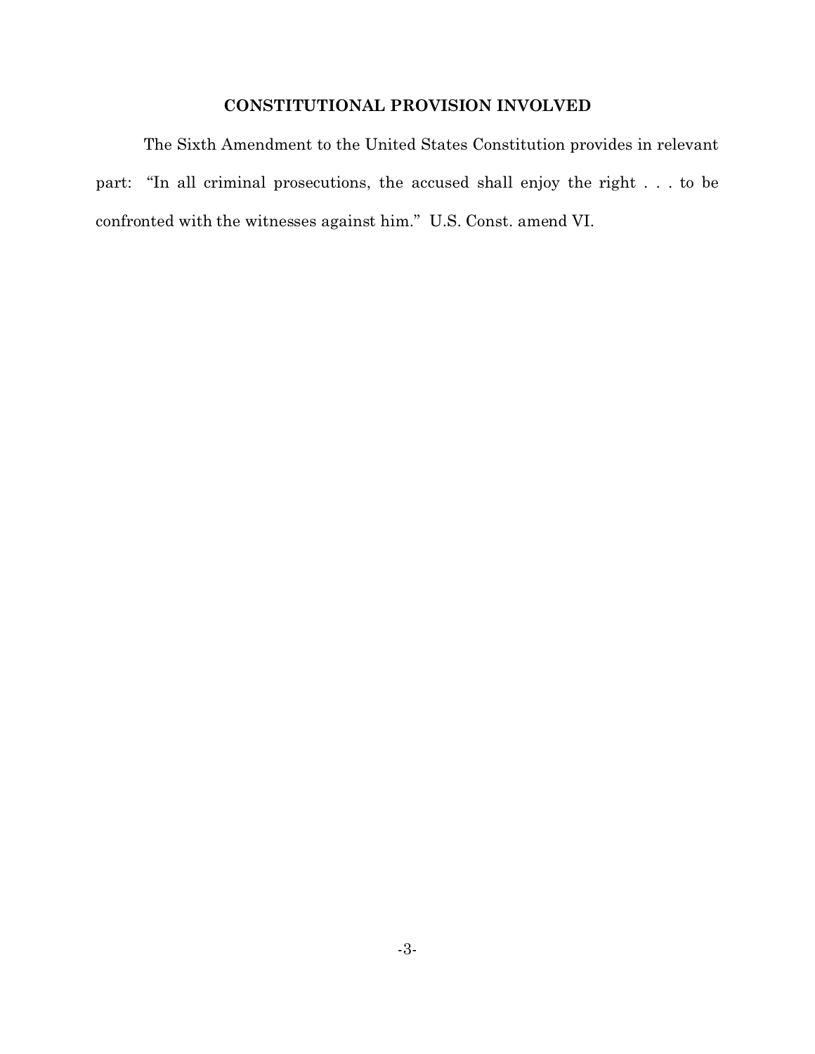## CONSTITUTIONAL PROVISION INVOLVED

The Sixth Amendment to the United States Constitution provides in relevant part: "In all criminal prosecutions, the accused shall enjoy the right . . . to be confronted with the witnesses against him." U.S. Const. amend VI.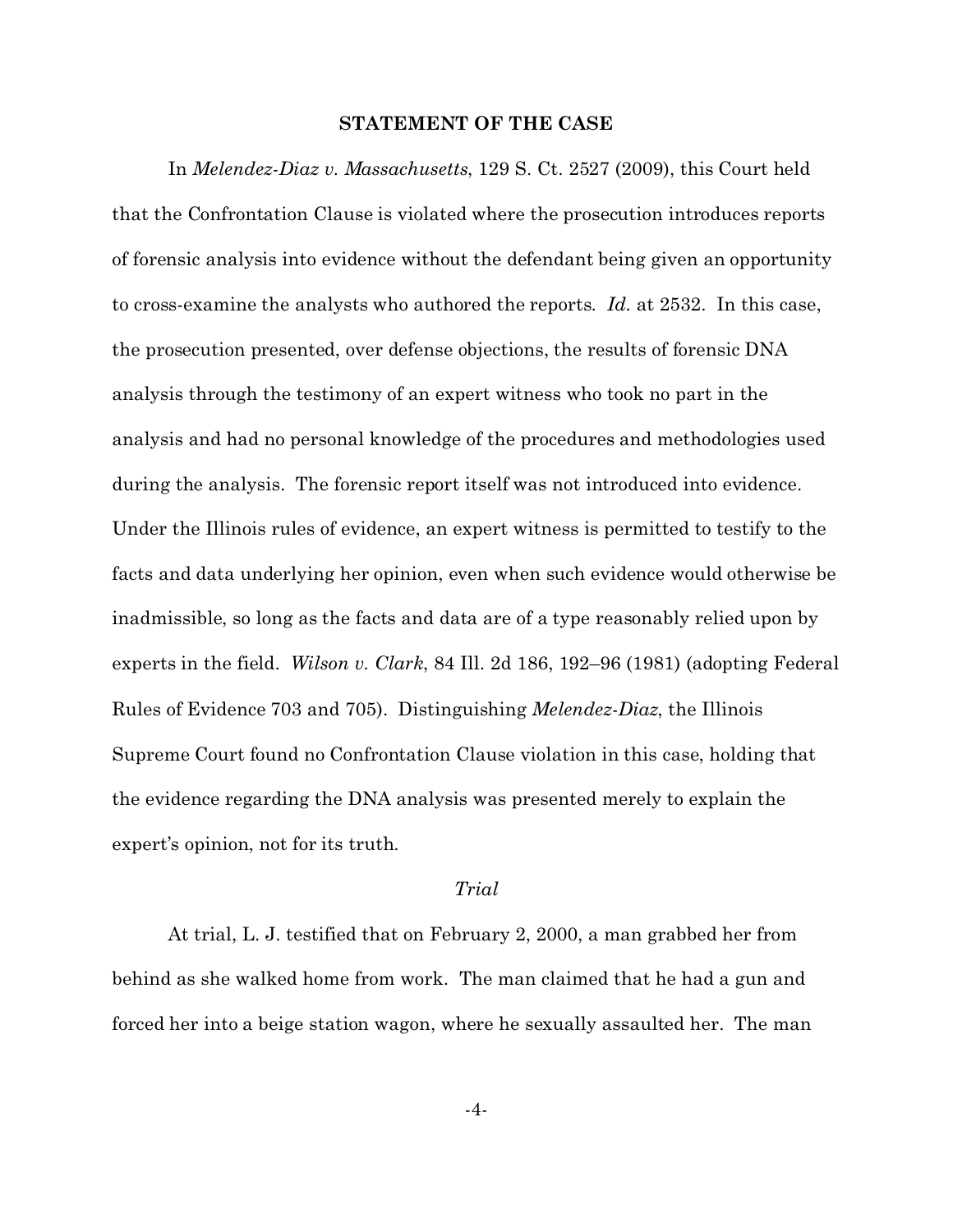## STATEMENT OF THE CASE

In *Melendez-Diaz v. Massachusetts*, 129 S. Ct. 2527 (2009), this Court held that the Confrontation Clause is violated where the prosecution introduces reports of forensic analysis into evidence without the defendant being given an opportunity to cross-examine the analysts who authored the reports. *Id.* at 2532. In this case, the prosecution presented, over defense objections, the results of forensic DNA analysis through the testimony of an expert witness who took no part in the analysis and had no personal knowledge of the procedures and methodologies used during the analysis. The forensic report itself was not introduced into evidence. Under the Illinois rules of evidence, an expert witness is permitted to testify to the facts and data underlying her opinion, even when such evidence would otherwise be inadmissible, so long as the facts and data are of a type reasonably relied upon by experts in the field. *Wilson v. Clark*, 84 Ill. 2d 186, 192–96 (1981) (adopting Federal Rules of Evidence 703 and 705). Distinguishing *Melendez-Diaz*, the Illinois Supreme Court found no Confrontation Clause violation in this case, holding that the evidence regarding the DNA analysis was presented merely to explain the expert's opinion, not for its truth.

### *Trial*

At trial, L. J. testified that on February 2, 2000, a man grabbed her from behind as she walked home from work. The man claimed that he had a gun and forced her into a beige station wagon, where he sexually assaulted her. The man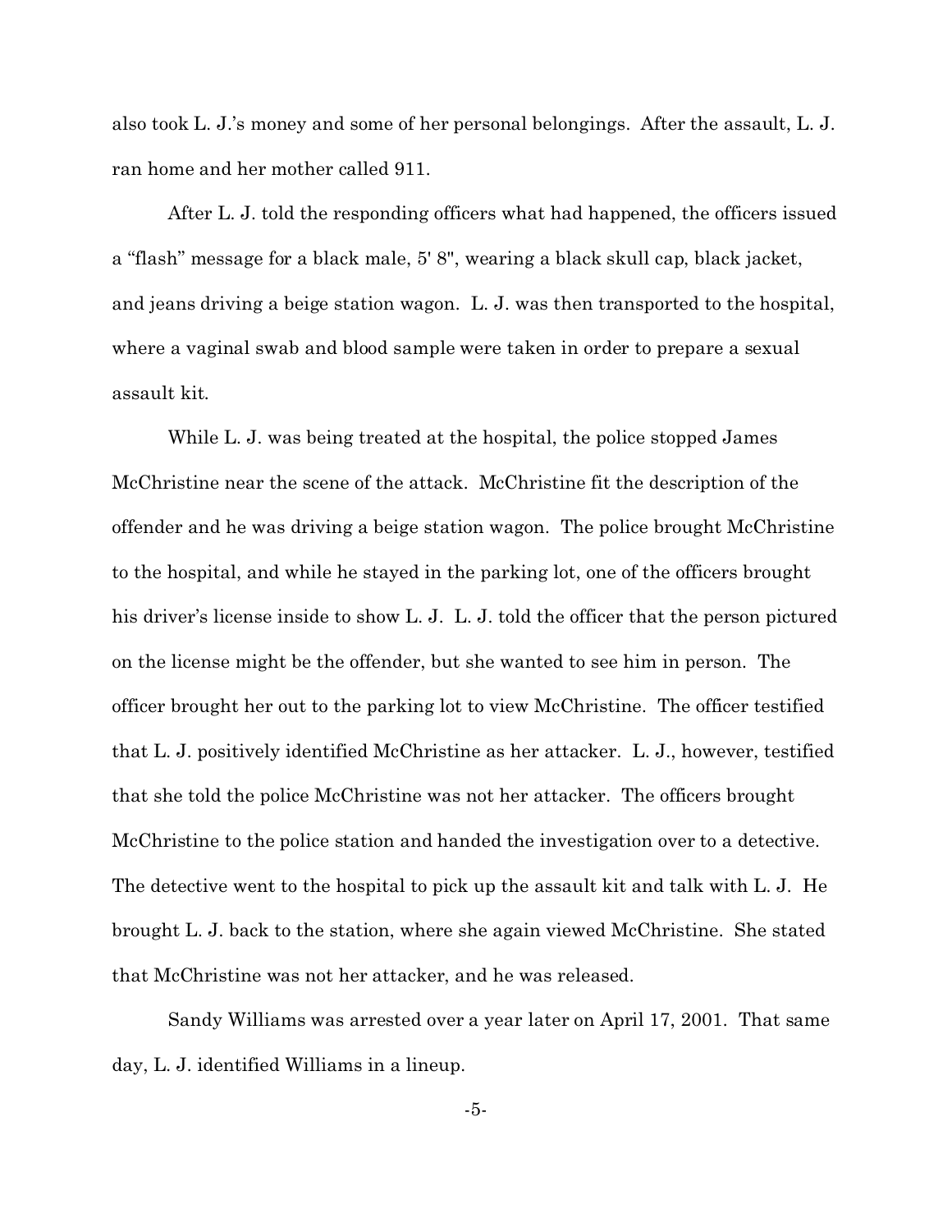also took L. J.'s money and some of her personal belongings. After the assault, L. J. ran home and her mother called 911.

After L. J. told the responding officers what had happened, the officers issued a "flash" message for a black male, 5' 8", wearing a black skull cap, black jacket, and jeans driving a beige station wagon. L. J. was then transported to the hospital, where a vaginal swab and blood sample were taken in order to prepare a sexual assault kit.

While L. J. was being treated at the hospital, the police stopped James McChristine near the scene of the attack. McChristine fit the description of the offender and he was driving a beige station wagon. The police brought McChristine to the hospital, and while he stayed in the parking lot, one of the officers brought his driver's license inside to show L. J. L. J. told the officer that the person pictured on the license might be the offender, but she wanted to see him in person. The officer brought her out to the parking lot to view McChristine. The officer testified that L. J. positively identified McChristine as her attacker. L. J., however, testified that she told the police McChristine was not her attacker. The officers brought McChristine to the police station and handed the investigation over to a detective. The detective went to the hospital to pick up the assault kit and talk with L. J. He brought L. J. back to the station, where she again viewed McChristine. She stated that McChristine was not her attacker, and he was released.

Sandy Williams was arrested over a year later on April 17, 2001. That same day, L. J. identified Williams in a lineup.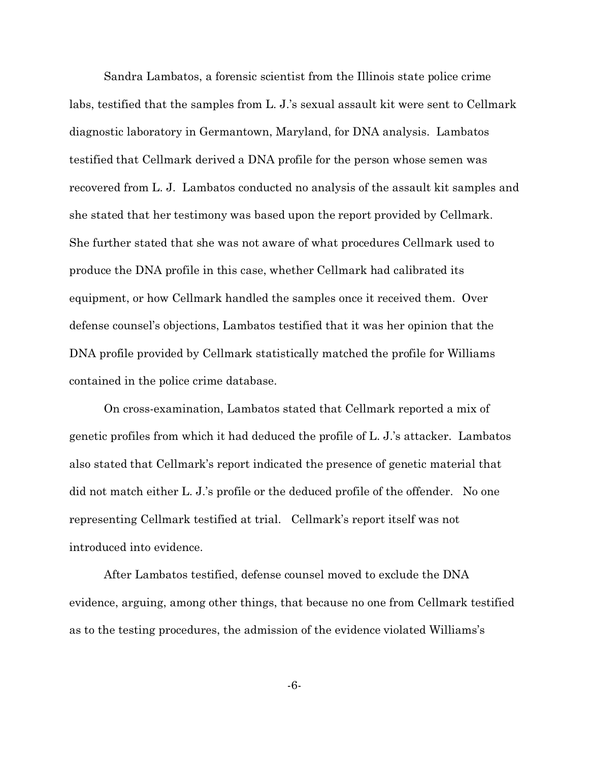Sandra Lambatos, a forensic scientist from the Illinois state police crime labs, testified that the samples from L. J.'s sexual assault kit were sent to Cellmark diagnostic laboratory in Germantown, Maryland, for DNA analysis. Lambatos testified that Cellmark derived a DNA profile for the person whose semen was recovered from L. J. Lambatos conducted no analysis of the assault kit samples and she stated that her testimony was based upon the report provided by Cellmark. She further stated that she was not aware of what procedures Cellmark used to produce the DNA profile in this case, whether Cellmark had calibrated its equipment, or how Cellmark handled the samples once it received them. Over defense counsel's objections, Lambatos testified that it was her opinion that the DNA profile provided by Cellmark statistically matched the profile for Williams contained in the police crime database.

On cross-examination, Lambatos stated that Cellmark reported a mix of genetic profiles from which it had deduced the profile of L. J.'s attacker. Lambatos also stated that Cellmark's report indicated the presence of genetic material that did not match either L. J.'s profile or the deduced profile of the offender. No one representing Cellmark testified at trial. Cellmark's report itself was not introduced into evidence.

After Lambatos testified, defense counsel moved to exclude the DNA evidence, arguing, among other things, that because no one from Cellmark testified as to the testing procedures, the admission of the evidence violated Williams's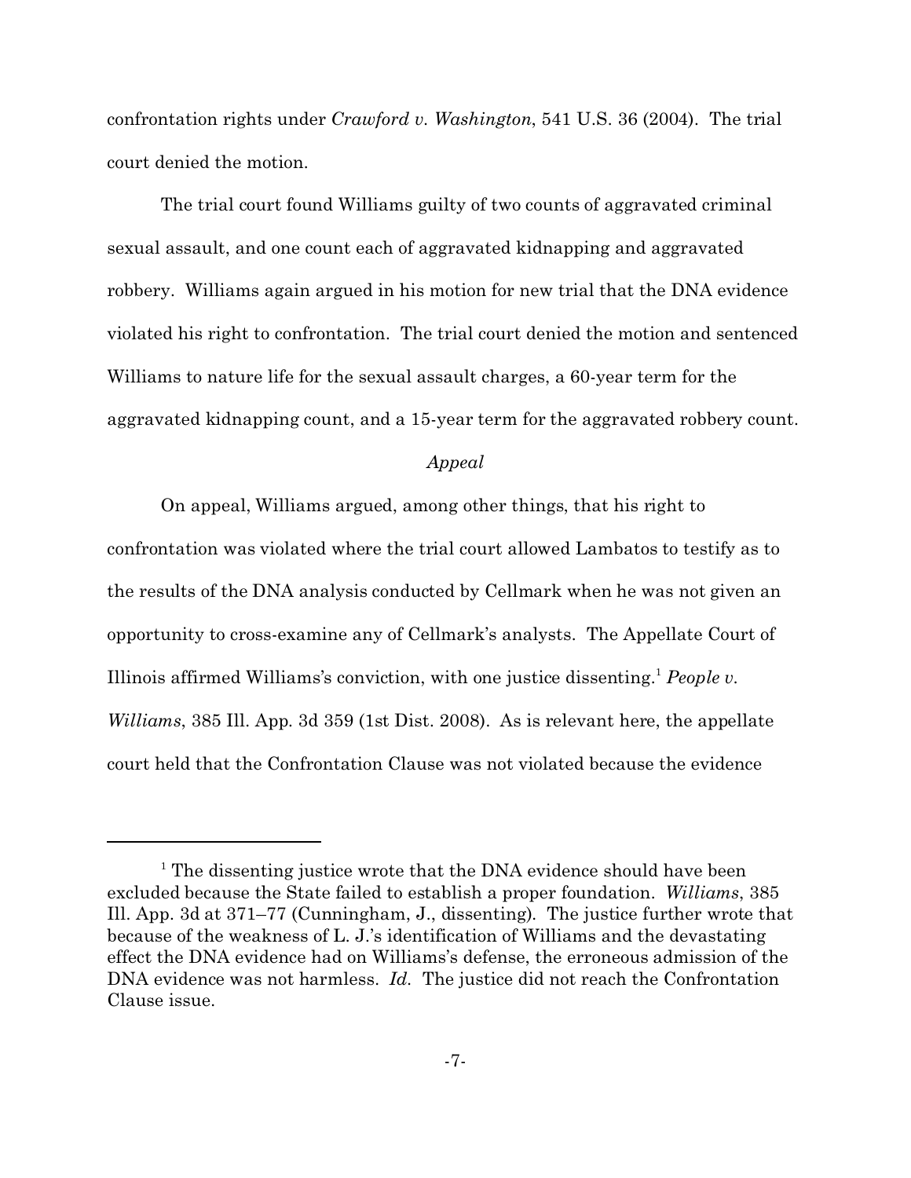confrontation rights under *Crawford v. Washington*, 541 U.S. 36 (2004). The trial court denied the motion.

The trial court found Williams guilty of two counts of aggravated criminal sexual assault, and one count each of aggravated kidnapping and aggravated robbery. Williams again argued in his motion for new trial that the DNA evidence violated his right to confrontation. The trial court denied the motion and sentenced Williams to nature life for the sexual assault charges, a 60-year term for the aggravated kidnapping count, and a 15-year term for the aggravated robbery count.

*Appeal*

On appeal, Williams argued, among other things, that his right to confrontation was violated where the trial court allowed Lambatos to testify as to the results of the DNA analysis conducted by Cellmark when he was not given an opportunity to cross-examine any of Cellmark's analysts. The Appellate Court of Illinois affirmed Williams's conviction, with one justice dissenting.[1] *People v. Williams*, 385 Ill. App. 3d 359 (1st Dist. 2008). As is relevant here, the appellate court held that the Confrontation Clause was not violated because the evidence

[1] The dissenting justice wrote that the DNA evidence should have been excluded because the State failed to establish a proper foundation. *Williams*, 385 Ill. App. 3d at 371–77 (Cunningham, J., dissenting). The justice further wrote that because of the weakness of L. J.'s identification of Williams and the devastating effect the DNA evidence had on Williams's defense, the erroneous admission of the DNA evidence was not harmless. *Id.* The justice did not reach the Confrontation Clause issue.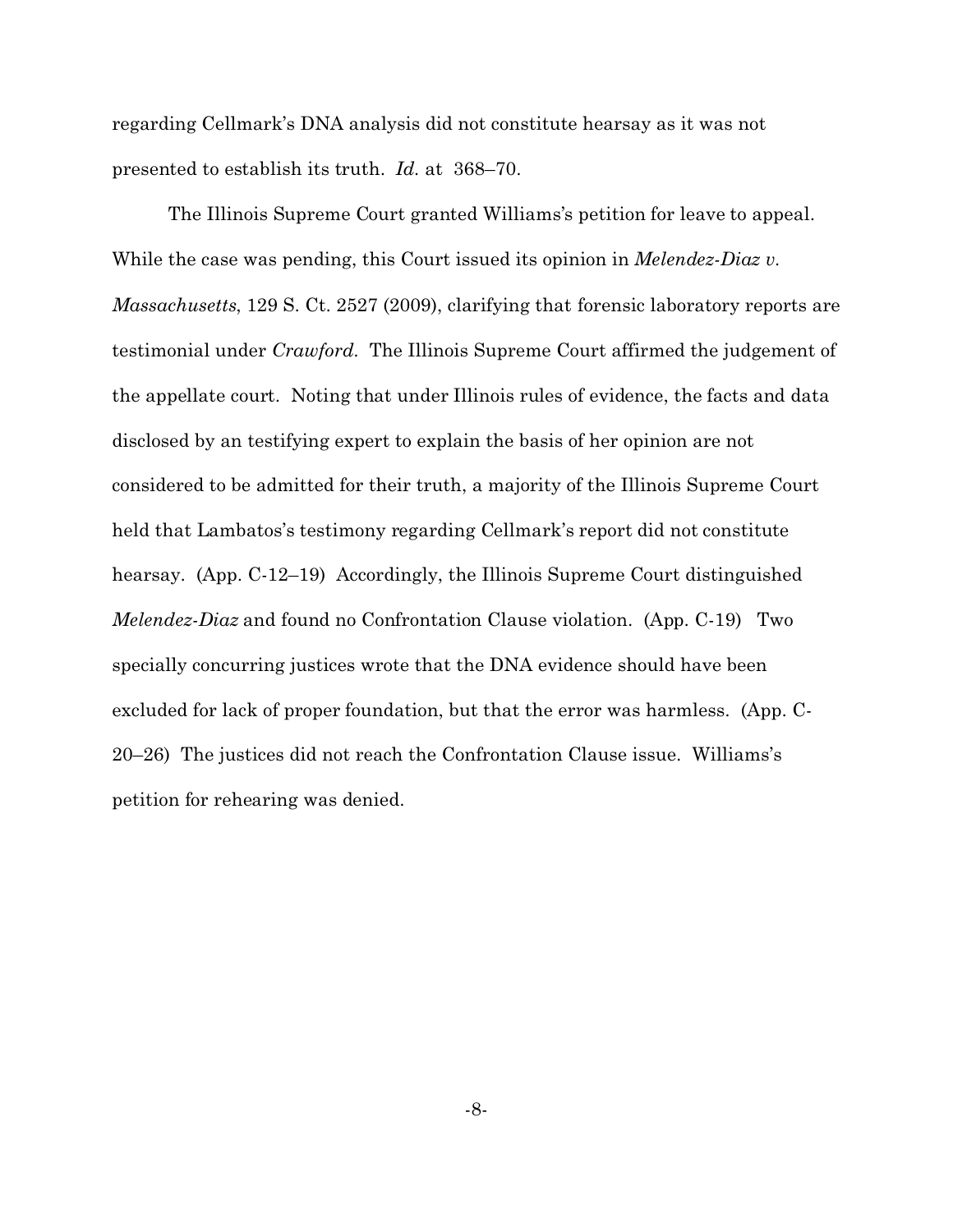regarding Cellmark's DNA analysis did not constitute hearsay as it was not presented to establish its truth. *Id.* at 368–70.

The Illinois Supreme Court granted Williams's petition for leave to appeal. While the case was pending, this Court issued its opinion in *Melendez-Diaz v. Massachusetts*, 129 S. Ct. 2527 (2009), clarifying that forensic laboratory reports are testimonial under *Crawford*. The Illinois Supreme Court affirmed the judgement of the appellate court. Noting that under Illinois rules of evidence, the facts and data disclosed by an testifying expert to explain the basis of her opinion are not considered to be admitted for their truth, a majority of the Illinois Supreme Court held that Lambatos's testimony regarding Cellmark's report did not constitute hearsay. (App. C-12–19) Accordingly, the Illinois Supreme Court distinguished *Melendez-Diaz* and found no Confrontation Clause violation. (App. C-19) Two specially concurring justices wrote that the DNA evidence should have been excluded for lack of proper foundation, but that the error was harmless. (App. C-20–26) The justices did not reach the Confrontation Clause issue. Williams's petition for rehearing was denied.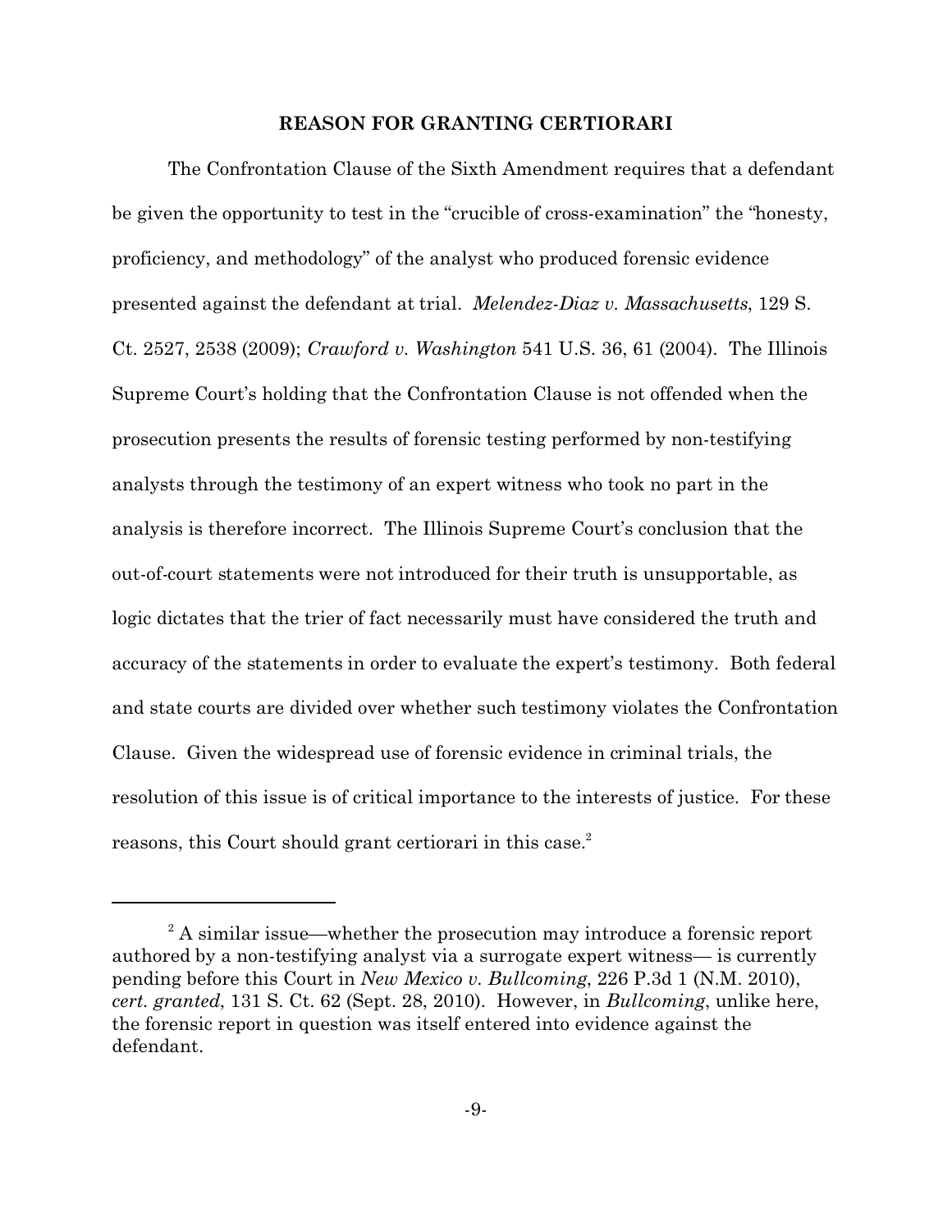## REASON FOR GRANTING CERTIORARI

The Confrontation Clause of the Sixth Amendment requires that a defendant be given the opportunity to test in the "crucible of cross-examination" the "honesty, proficiency, and methodology" of the analyst who produced forensic evidence presented against the defendant at trial. *Melendez-Diaz v. Massachusetts*, 129 S. Ct. 2527, 2538 (2009); *Crawford v. Washington* 541 U.S. 36, 61 (2004). The Illinois Supreme Court's holding that the Confrontation Clause is not offended when the prosecution presents the results of forensic testing performed by non-testifying analysts through the testimony of an expert witness who took no part in the analysis is therefore incorrect. The Illinois Supreme Court's conclusion that the out-of-court statements were not introduced for their truth is unsupportable, as logic dictates that the trier of fact necessarily must have considered the truth and accuracy of the statements in order to evaluate the expert's testimony. Both federal and state courts are divided over whether such testimony violates the Confrontation Clause. Given the widespread use of forensic evidence in criminal trials, the resolution of this issue is of critical importance to the interests of justice. For these reasons, this Court should grant certiorari in this case.[2]

---

[2] A similar issue—whether the prosecution may introduce a forensic report authored by a non-testifying analyst via a surrogate expert witness— is currently pending before this Court in *New Mexico v. Bullcoming*, 226 P.3d 1 (N.M. 2010), *cert. granted*, 131 S. Ct. 62 (Sept. 28, 2010). However, in *Bullcoming*, unlike here, the forensic report in question was itself entered into evidence against the defendant.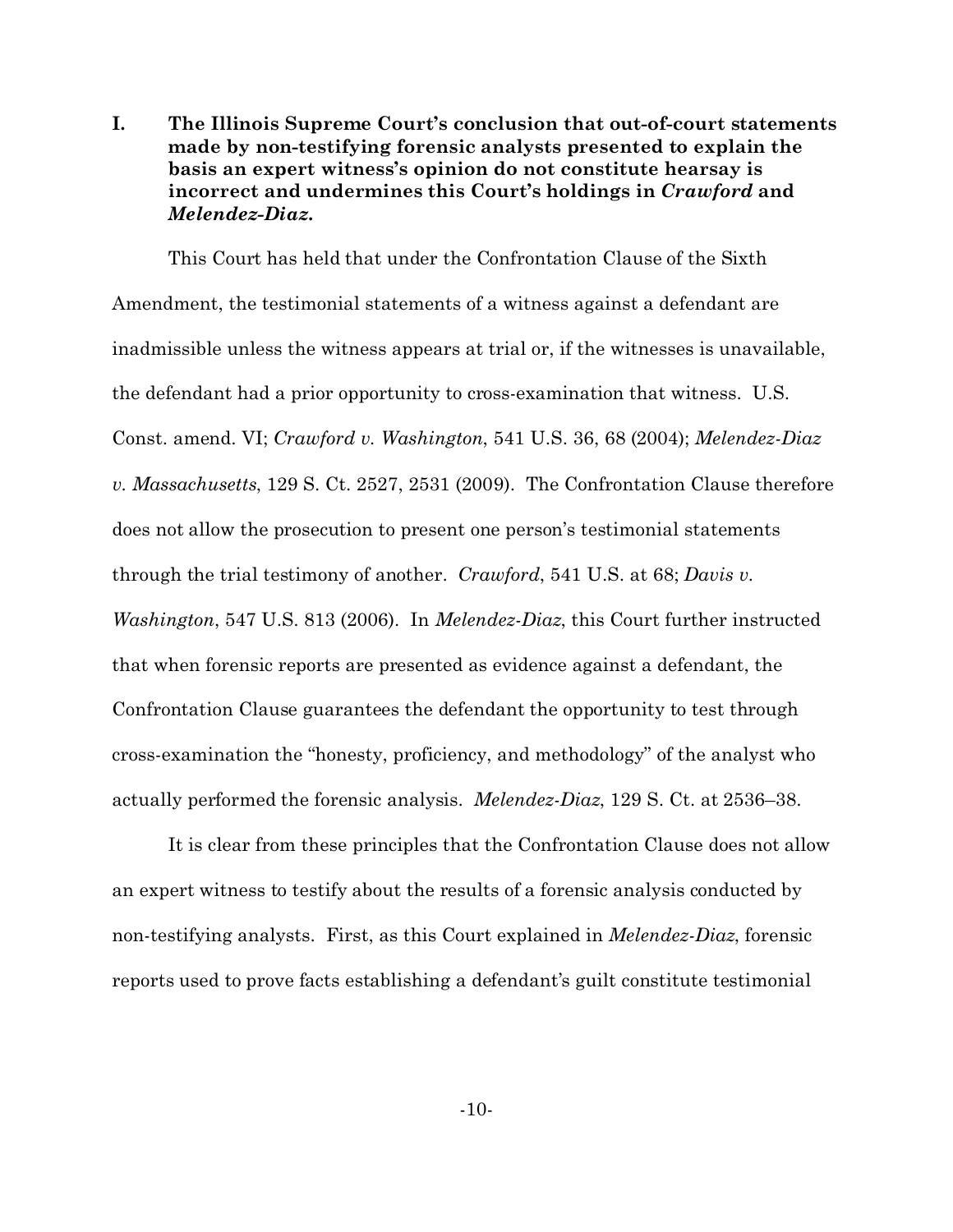## I. The Illinois Supreme Court's conclusion that out-of-court statements made by non-testifying forensic analysts presented to explain the basis an expert witness's opinion do not constitute hearsay is incorrect and undermines this Court's holdings in *Crawford* and *Melendez-Diaz*.

This Court has held that under the Confrontation Clause of the Sixth Amendment, the testimonial statements of a witness against a defendant are inadmissible unless the witness appears at trial or, if the witnesses is unavailable, the defendant had a prior opportunity to cross-examination that witness. U.S. Const. amend. VI; *Crawford v. Washington*, 541 U.S. 36, 68 (2004); *Melendez-Diaz v. Massachusetts*, 129 S. Ct. 2527, 2531 (2009). The Confrontation Clause therefore does not allow the prosecution to present one person's testimonial statements through the trial testimony of another. *Crawford*, 541 U.S. at 68; *Davis v. Washington*, 547 U.S. 813 (2006). In *Melendez-Diaz*, this Court further instructed that when forensic reports are presented as evidence against a defendant, the Confrontation Clause guarantees the defendant the opportunity to test through cross-examination the "honesty, proficiency, and methodology" of the analyst who actually performed the forensic analysis. *Melendez-Diaz*, 129 S. Ct. at 2536–38.

It is clear from these principles that the Confrontation Clause does not allow an expert witness to testify about the results of a forensic analysis conducted by non-testifying analysts. First, as this Court explained in *Melendez-Diaz*, forensic reports used to prove facts establishing a defendant's guilt constitute testimonial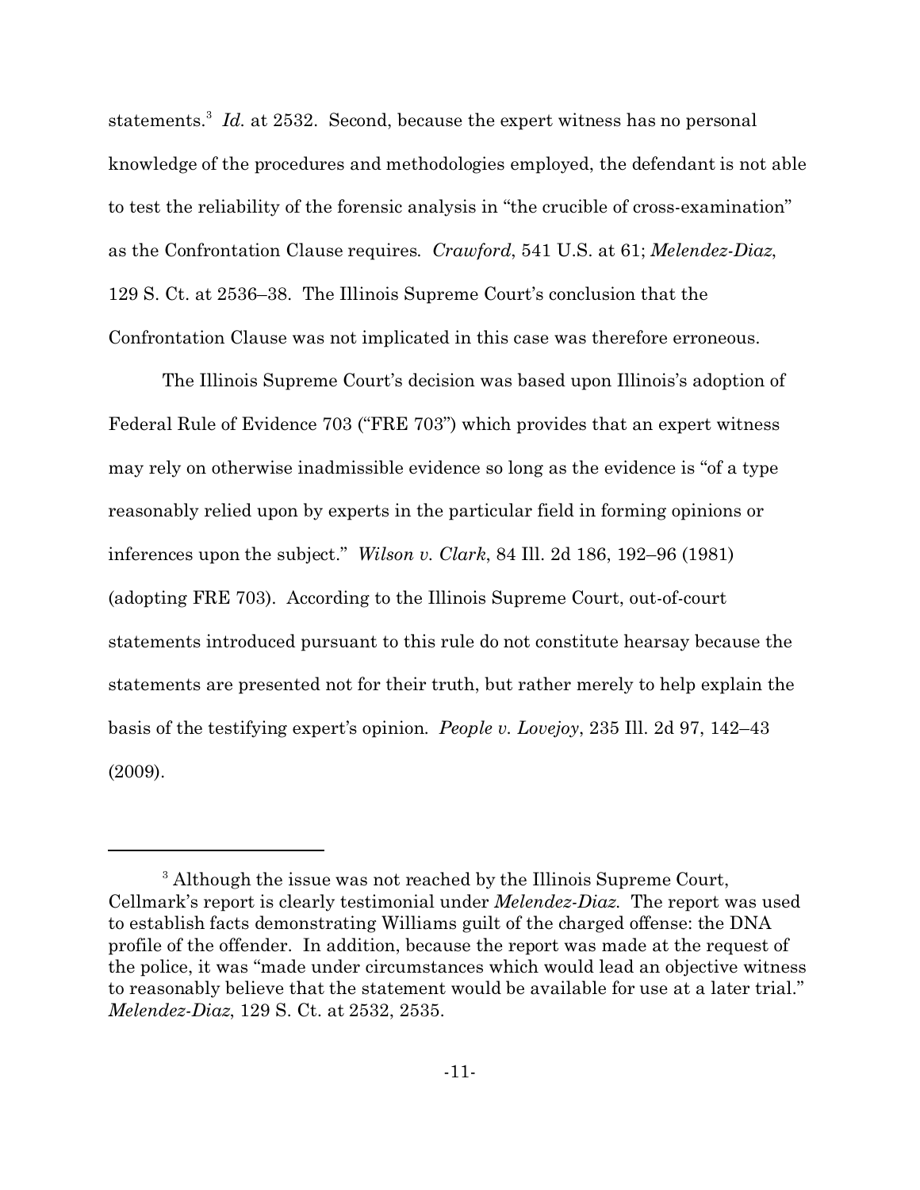statements.[3] *Id.* at 2532. Second, because the expert witness has no personal knowledge of the procedures and methodologies employed, the defendant is not able to test the reliability of the forensic analysis in "the crucible of cross-examination" as the Confrontation Clause requires. *Crawford*, 541 U.S. at 61; *Melendez-Diaz*, 129 S. Ct. at 2536–38. The Illinois Supreme Court's conclusion that the Confrontation Clause was not implicated in this case was therefore erroneous.

The Illinois Supreme Court's decision was based upon Illinois's adoption of Federal Rule of Evidence 703 ("FRE 703") which provides that an expert witness may rely on otherwise inadmissible evidence so long as the evidence is "of a type reasonably relied upon by experts in the particular field in forming opinions or inferences upon the subject." *Wilson v. Clark*, 84 Ill. 2d 186, 192–96 (1981) (adopting FRE 703). According to the Illinois Supreme Court, out-of-court statements introduced pursuant to this rule do not constitute hearsay because the statements are presented not for their truth, but rather merely to help explain the basis of the testifying expert's opinion. *People v. Lovejoy*, 235 Ill. 2d 97, 142–43 (2009).

---

[3] Although the issue was not reached by the Illinois Supreme Court, Cellmark's report is clearly testimonial under *Melendez-Diaz*. The report was used to establish facts demonstrating Williams guilt of the charged offense: the DNA profile of the offender. In addition, because the report was made at the request of the police, it was "made under circumstances which would lead an objective witness to reasonably believe that the statement would be available for use at a later trial." *Melendez-Diaz*, 129 S. Ct. at 2532, 2535.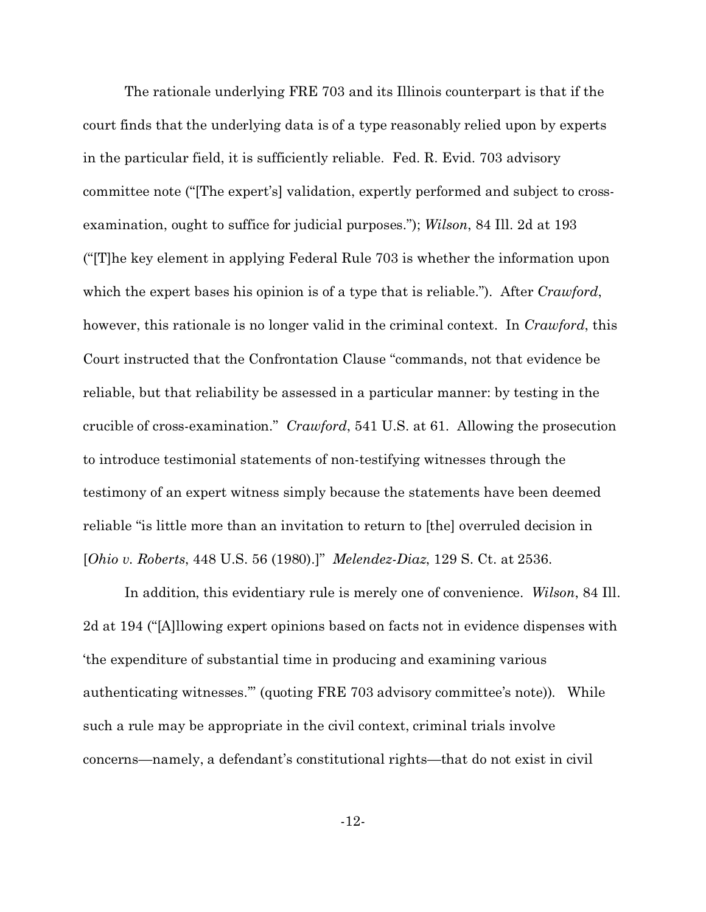The rationale underlying FRE 703 and its Illinois counterpart is that if the court finds that the underlying data is of a type reasonably relied upon by experts in the particular field, it is sufficiently reliable. Fed. R. Evid. 703 advisory committee note ("[The expert's] validation, expertly performed and subject to cross-examination, ought to suffice for judicial purposes."); *Wilson*, 84 Ill. 2d at 193 ("[T]he key element in applying Federal Rule 703 is whether the information upon which the expert bases his opinion is of a type that is reliable."). After *Crawford*, however, this rationale is no longer valid in the criminal context. In *Crawford*, this Court instructed that the Confrontation Clause "commands, not that evidence be reliable, but that reliability be assessed in a particular manner: by testing in the crucible of cross-examination." *Crawford*, 541 U.S. at 61. Allowing the prosecution to introduce testimonial statements of non-testifying witnesses through the testimony of an expert witness simply because the statements have been deemed reliable "is little more than an invitation to return to [the] overruled decision in [*Ohio v. Roberts*, 448 U.S. 56 (1980).]" *Melendez-Diaz*, 129 S. Ct. at 2536.

In addition, this evidentiary rule is merely one of convenience. *Wilson*, 84 Ill. 2d at 194 ("[A]llowing expert opinions based on facts not in evidence dispenses with 'the expenditure of substantial time in producing and examining various authenticating witnesses.'" (quoting FRE 703 advisory committee's note)). While such a rule may be appropriate in the civil context, criminal trials involve concerns—namely, a defendant's constitutional rights—that do not exist in civil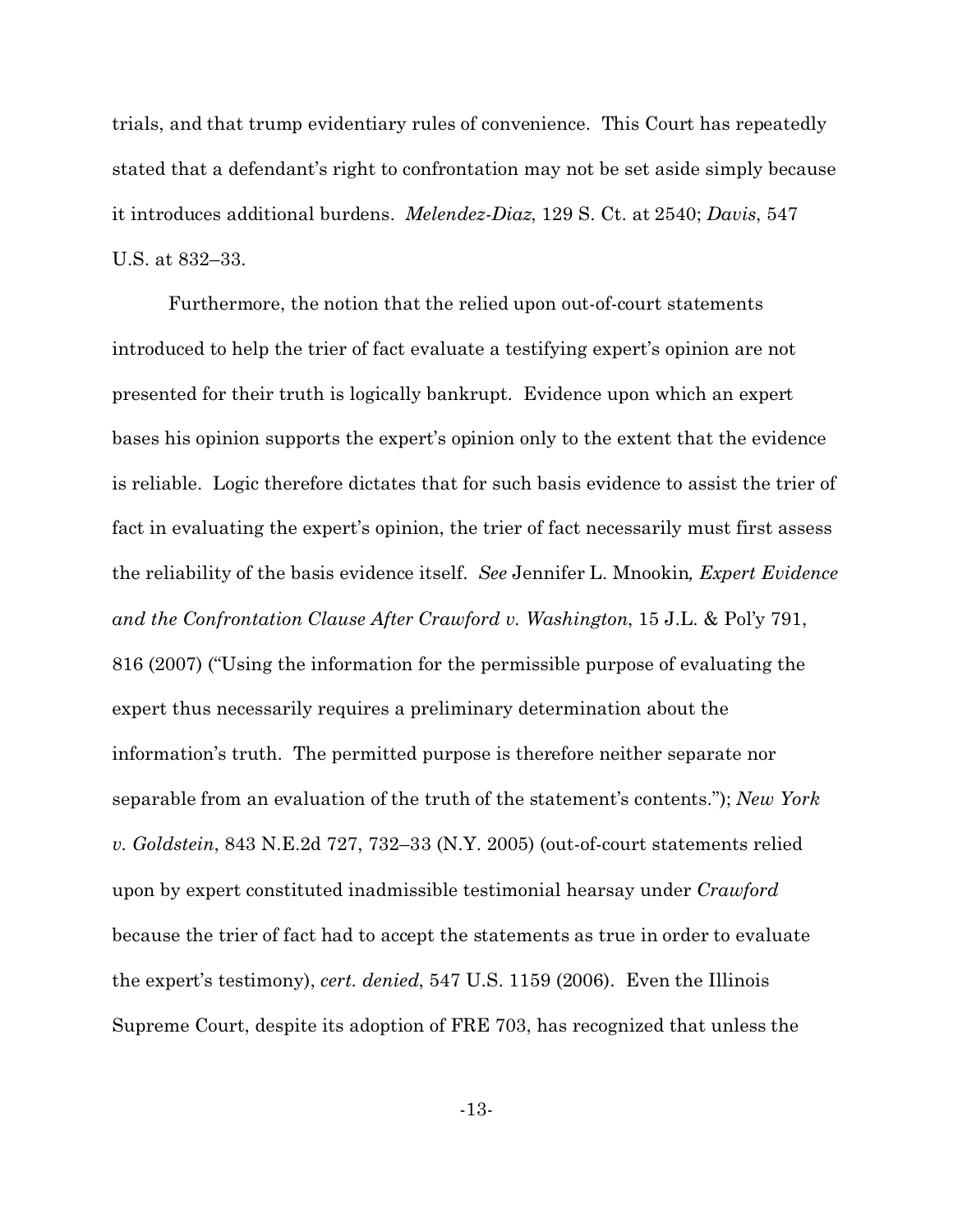trials, and that trump evidentiary rules of convenience. This Court has repeatedly stated that a defendant's right to confrontation may not be set aside simply because it introduces additional burdens. *Melendez-Diaz*, 129 S. Ct. at 2540; *Davis*, 547 U.S. at 832–33.

Furthermore, the notion that the relied upon out-of-court statements introduced to help the trier of fact evaluate a testifying expert's opinion are not presented for their truth is logically bankrupt. Evidence upon which an expert bases his opinion supports the expert's opinion only to the extent that the evidence is reliable. Logic therefore dictates that for such basis evidence to assist the trier of fact in evaluating the expert's opinion, the trier of fact necessarily must first assess the reliability of the basis evidence itself. *See* Jennifer L. Mnookin*, Expert Evidence and the Confrontation Clause After Crawford v. Washington*, 15 J.L. & Pol'y 791, 816 (2007) ("Using the information for the permissible purpose of evaluating the expert thus necessarily requires a preliminary determination about the information's truth. The permitted purpose is therefore neither separate nor separable from an evaluation of the truth of the statement's contents."); *New York v. Goldstein*, 843 N.E.2d 727, 732–33 (N.Y. 2005) (out-of-court statements relied upon by expert constituted inadmissible testimonial hearsay under *Crawford* because the trier of fact had to accept the statements as true in order to evaluate the expert's testimony), *cert. denied*, 547 U.S. 1159 (2006). Even the Illinois Supreme Court, despite its adoption of FRE 703, has recognized that unless the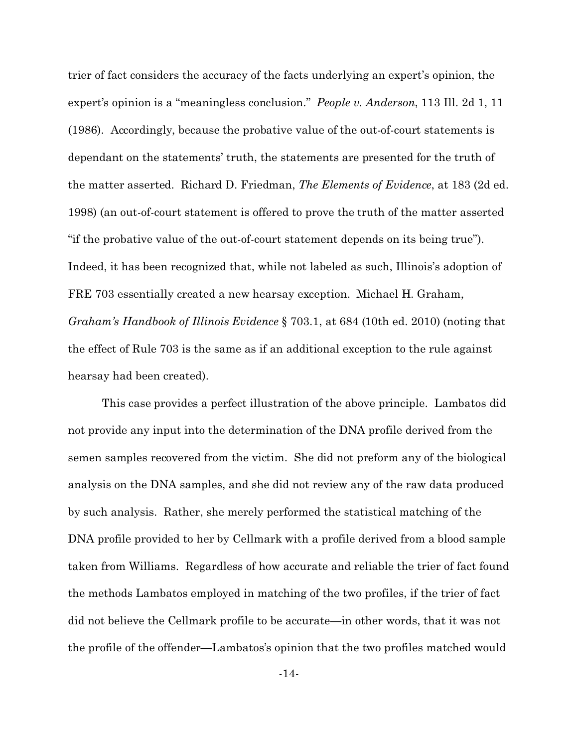trier of fact considers the accuracy of the facts underlying an expert's opinion, the expert's opinion is a "meaningless conclusion." *People v. Anderson*, 113 Ill. 2d 1, 11 (1986). Accordingly, because the probative value of the out-of-court statements is dependant on the statements' truth, the statements are presented for the truth of the matter asserted. Richard D. Friedman, *The Elements of Evidence*, at 183 (2d ed. 1998) (an out-of-court statement is offered to prove the truth of the matter asserted "if the probative value of the out-of-court statement depends on its being true"). Indeed, it has been recognized that, while not labeled as such, Illinois's adoption of FRE 703 essentially created a new hearsay exception. Michael H. Graham, *Graham's Handbook of Illinois Evidence* § 703.1, at 684 (10th ed. 2010) (noting that the effect of Rule 703 is the same as if an additional exception to the rule against hearsay had been created).

This case provides a perfect illustration of the above principle. Lambatos did not provide any input into the determination of the DNA profile derived from the semen samples recovered from the victim. She did not preform any of the biological analysis on the DNA samples, and she did not review any of the raw data produced by such analysis. Rather, she merely performed the statistical matching of the DNA profile provided to her by Cellmark with a profile derived from a blood sample taken from Williams. Regardless of how accurate and reliable the trier of fact found the methods Lambatos employed in matching of the two profiles, if the trier of fact did not believe the Cellmark profile to be accurate—in other words, that it was not the profile of the offender—Lambatos's opinion that the two profiles matched would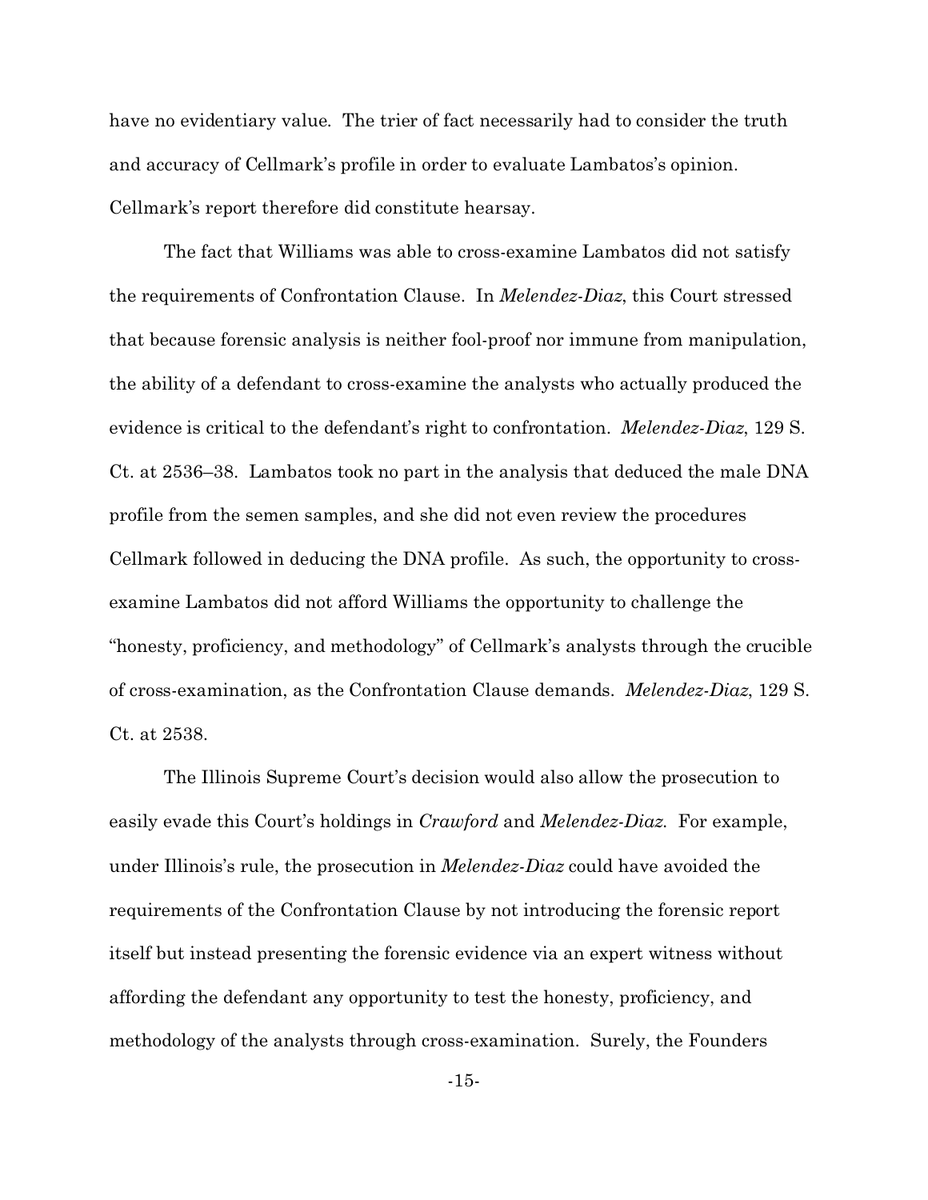have no evidentiary value. The trier of fact necessarily had to consider the truth and accuracy of Cellmark's profile in order to evaluate Lambatos's opinion. Cellmark's report therefore did constitute hearsay.

The fact that Williams was able to cross-examine Lambatos did not satisfy the requirements of Confrontation Clause. In *Melendez-Diaz*, this Court stressed that because forensic analysis is neither fool-proof nor immune from manipulation, the ability of a defendant to cross-examine the analysts who actually produced the evidence is critical to the defendant's right to confrontation. *Melendez-Diaz*, 129 S. Ct. at 2536–38. Lambatos took no part in the analysis that deduced the male DNA profile from the semen samples, and she did not even review the procedures Cellmark followed in deducing the DNA profile. As such, the opportunity to cross-examine Lambatos did not afford Williams the opportunity to challenge the "honesty, proficiency, and methodology" of Cellmark's analysts through the crucible of cross-examination, as the Confrontation Clause demands. *Melendez-Diaz*, 129 S. Ct. at 2538.

The Illinois Supreme Court's decision would also allow the prosecution to easily evade this Court's holdings in *Crawford* and *Melendez-Diaz*. For example, under Illinois's rule, the prosecution in *Melendez-Diaz* could have avoided the requirements of the Confrontation Clause by not introducing the forensic report itself but instead presenting the forensic evidence via an expert witness without affording the defendant any opportunity to test the honesty, proficiency, and methodology of the analysts through cross-examination. Surely, the Founders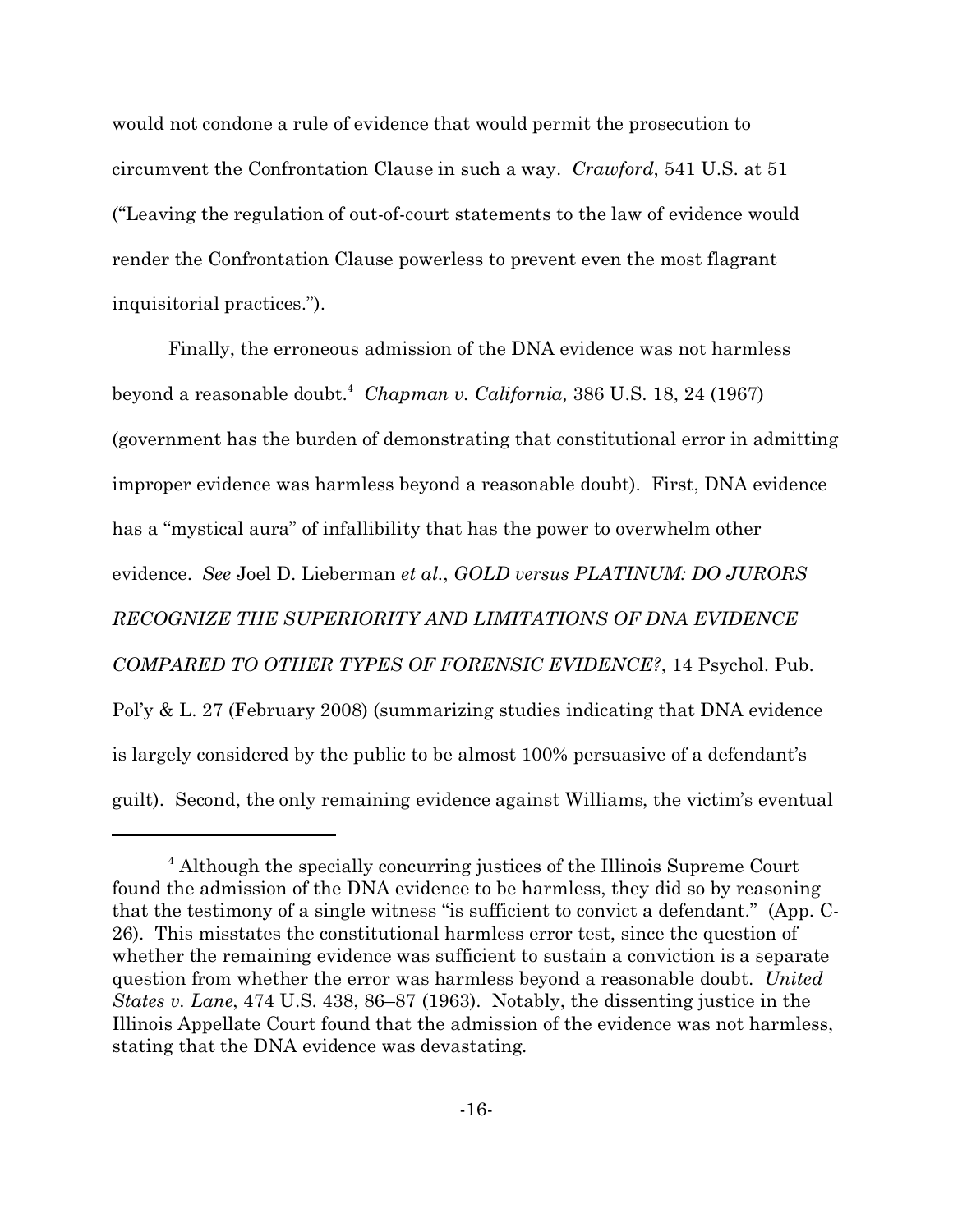would not condone a rule of evidence that would permit the prosecution to circumvent the Confrontation Clause in such a way. *Crawford*, 541 U.S. at 51 ("Leaving the regulation of out-of-court statements to the law of evidence would render the Confrontation Clause powerless to prevent even the most flagrant inquisitorial practices.").

Finally, the erroneous admission of the DNA evidence was not harmless beyond a reasonable doubt.[4] *Chapman v. California,* 386 U.S. 18, 24 (1967) (government has the burden of demonstrating that constitutional error in admitting improper evidence was harmless beyond a reasonable doubt). First, DNA evidence has a "mystical aura" of infallibility that has the power to overwhelm other evidence. *See* Joel D. Lieberman *et al.*, *GOLD versus PLATINUM: DO JURORS RECOGNIZE THE SUPERIORITY AND LIMITATIONS OF DNA EVIDENCE COMPARED TO OTHER TYPES OF FORENSIC EVIDENCE?*, 14 Psychol. Pub. Pol'y & L. 27 (February 2008) (summarizing studies indicating that DNA evidence is largely considered by the public to be almost 100% persuasive of a defendant's guilt). Second, the only remaining evidence against Williams, the victim's eventual

---

[4] Although the specially concurring justices of the Illinois Supreme Court found the admission of the DNA evidence to be harmless, they did so by reasoning that the testimony of a single witness "is sufficient to convict a defendant." (App. C-26). This misstates the constitutional harmless error test, since the question of whether the remaining evidence was sufficient to sustain a conviction is a separate question from whether the error was harmless beyond a reasonable doubt. *United States v. Lane*, 474 U.S. 438, 86–87 (1963). Notably, the dissenting justice in the Illinois Appellate Court found that the admission of the evidence was not harmless, stating that the DNA evidence was devastating.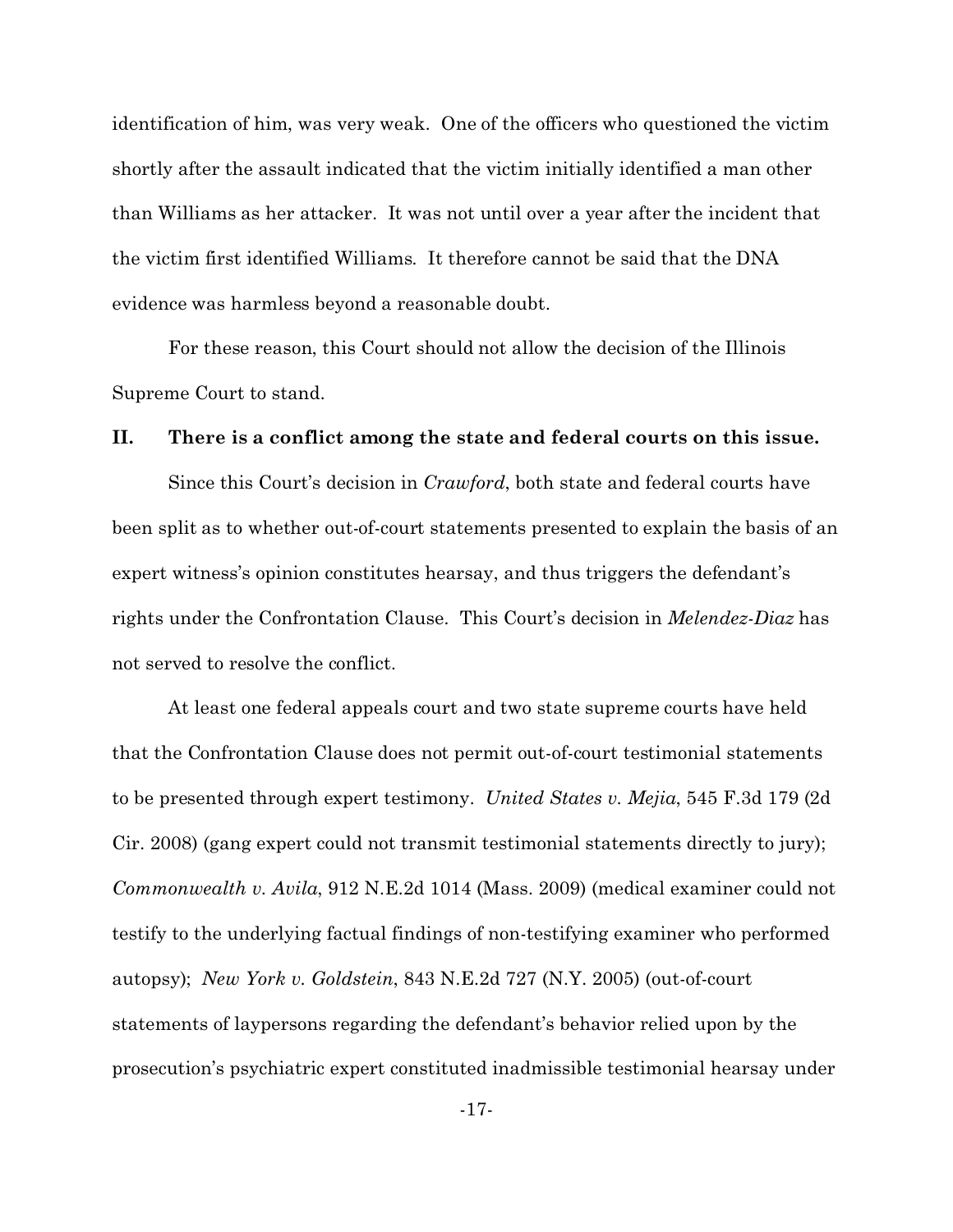identification of him, was very weak. One of the officers who questioned the victim shortly after the assault indicated that the victim initially identified a man other than Williams as her attacker. It was not until over a year after the incident that the victim first identified Williams. It therefore cannot be said that the DNA evidence was harmless beyond a reasonable doubt.

For these reason, this Court should not allow the decision of the Illinois Supreme Court to stand.

## II. There is a conflict among the state and federal courts on this issue.

Since this Court's decision in *Crawford*, both state and federal courts have been split as to whether out-of-court statements presented to explain the basis of an expert witness's opinion constitutes hearsay, and thus triggers the defendant's rights under the Confrontation Clause. This Court's decision in *Melendez-Diaz* has not served to resolve the conflict.

At least one federal appeals court and two state supreme courts have held that the Confrontation Clause does not permit out-of-court testimonial statements to be presented through expert testimony. *United States v. Mejia*, 545 F.3d 179 (2d Cir. 2008) (gang expert could not transmit testimonial statements directly to jury); *Commonwealth v. Avila*, 912 N.E.2d 1014 (Mass. 2009) (medical examiner could not testify to the underlying factual findings of non-testifying examiner who performed autopsy); *New York v. Goldstein*, 843 N.E.2d 727 (N.Y. 2005) (out-of-court statements of laypersons regarding the defendant's behavior relied upon by the prosecution's psychiatric expert constituted inadmissible testimonial hearsay under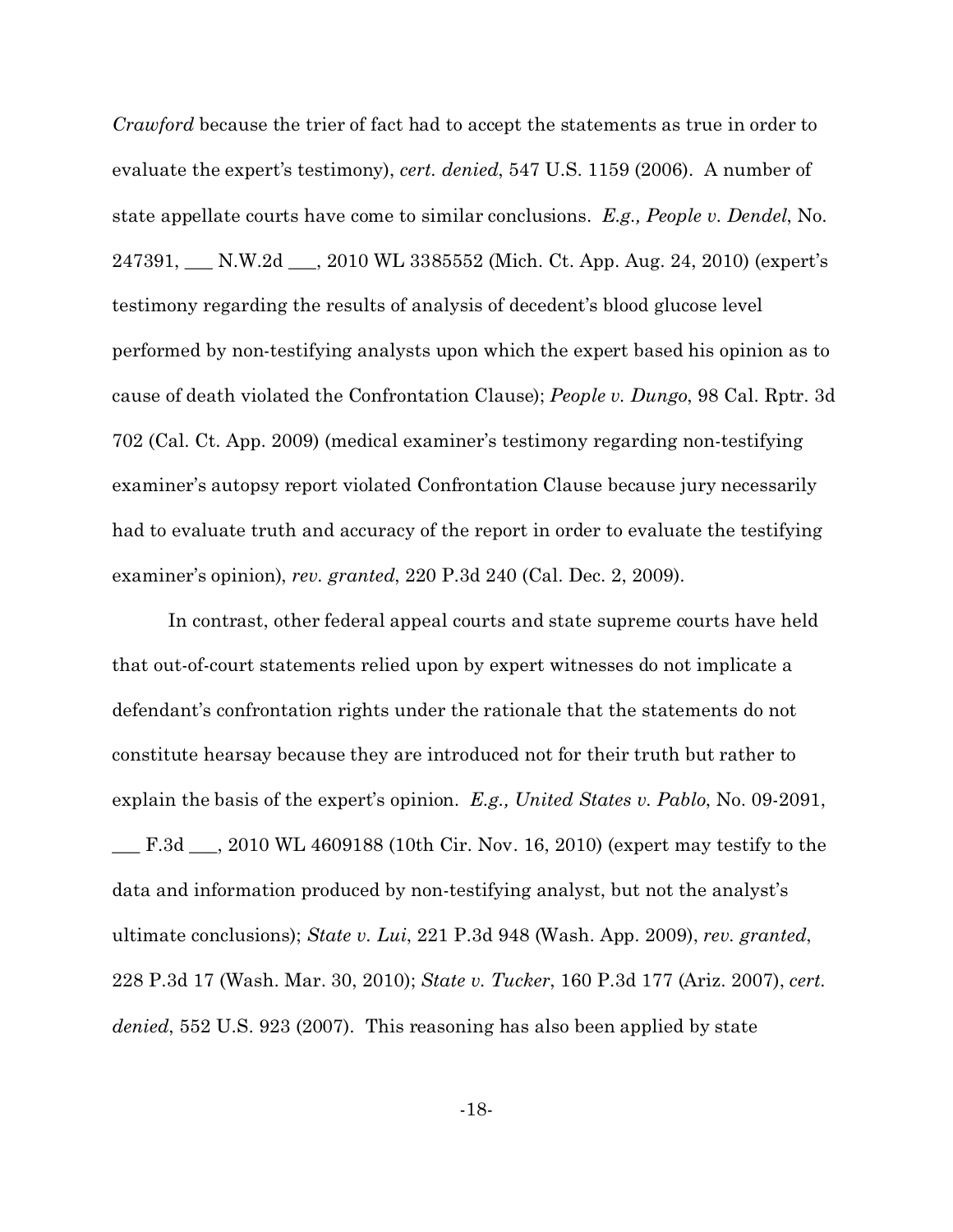*Crawford* because the trier of fact had to accept the statements as true in order to evaluate the expert's testimony), *cert. denied*, 547 U.S. 1159 (2006). A number of state appellate courts have come to similar conclusions. *E.g., People v. Dendel*, No. 247391, ___ N.W.2d ___, 2010 WL 3385552 (Mich. Ct. App. Aug. 24, 2010) (expert's testimony regarding the results of analysis of decedent's blood glucose level performed by non-testifying analysts upon which the expert based his opinion as to cause of death violated the Confrontation Clause); *People v. Dungo*, 98 Cal. Rptr. 3d 702 (Cal. Ct. App. 2009) (medical examiner's testimony regarding non-testifying examiner's autopsy report violated Confrontation Clause because jury necessarily had to evaluate truth and accuracy of the report in order to evaluate the testifying examiner's opinion), *rev. granted*, 220 P.3d 240 (Cal. Dec. 2, 2009).

In contrast, other federal appeal courts and state supreme courts have held that out-of-court statements relied upon by expert witnesses do not implicate a defendant's confrontation rights under the rationale that the statements do not constitute hearsay because they are introduced not for their truth but rather to explain the basis of the expert's opinion. *E.g., United States v. Pablo*, No. 09-2091, ___ F.3d ___, 2010 WL 4609188 (10th Cir. Nov. 16, 2010) (expert may testify to the data and information produced by non-testifying analyst, but not the analyst's ultimate conclusions); *State v. Lui*, 221 P.3d 948 (Wash. App. 2009), *rev. granted*, 228 P.3d 17 (Wash. Mar. 30, 2010); *State v. Tucker*, 160 P.3d 177 (Ariz. 2007), *cert. denied*, 552 U.S. 923 (2007). This reasoning has also been applied by state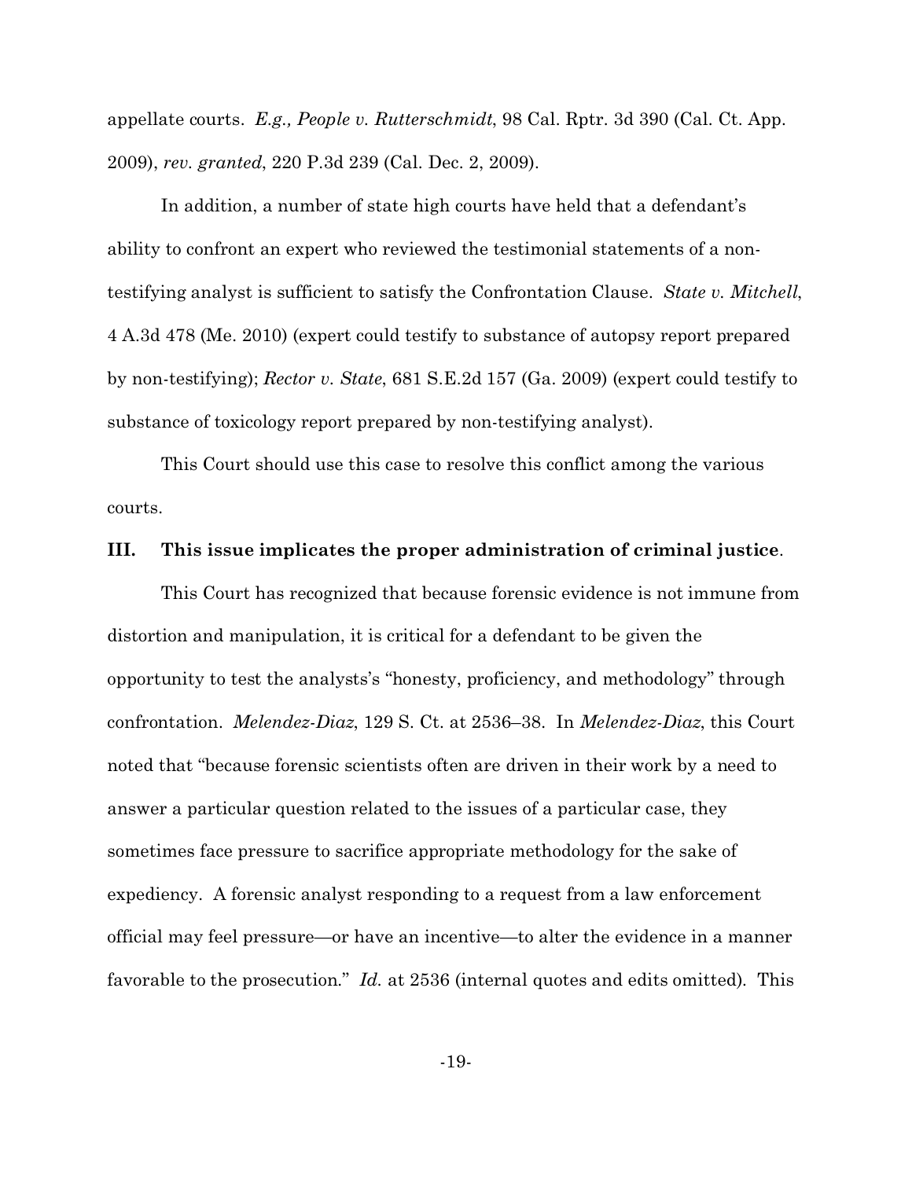appellate courts. *E.g., People v. Rutterschmidt*, 98 Cal. Rptr. 3d 390 (Cal. Ct. App. 2009), *rev. granted*, 220 P.3d 239 (Cal. Dec. 2, 2009).

In addition, a number of state high courts have held that a defendant's ability to confront an expert who reviewed the testimonial statements of a non-testifying analyst is sufficient to satisfy the Confrontation Clause. *State v. Mitchell*, 4 A.3d 478 (Me. 2010) (expert could testify to substance of autopsy report prepared by non-testifying); *Rector v. State*, 681 S.E.2d 157 (Ga. 2009) (expert could testify to substance of toxicology report prepared by non-testifying analyst).

This Court should use this case to resolve this conflict among the various courts.

## III. This issue implicates the proper administration of criminal justice.

This Court has recognized that because forensic evidence is not immune from distortion and manipulation, it is critical for a defendant to be given the opportunity to test the analysts's "honesty, proficiency, and methodology" through confrontation. *Melendez-Diaz*, 129 S. Ct. at 2536–38. In *Melendez-Diaz*, this Court noted that "because forensic scientists often are driven in their work by a need to answer a particular question related to the issues of a particular case, they sometimes face pressure to sacrifice appropriate methodology for the sake of expediency. A forensic analyst responding to a request from a law enforcement official may feel pressure—or have an incentive—to alter the evidence in a manner favorable to the prosecution." *Id.* at 2536 (internal quotes and edits omitted). This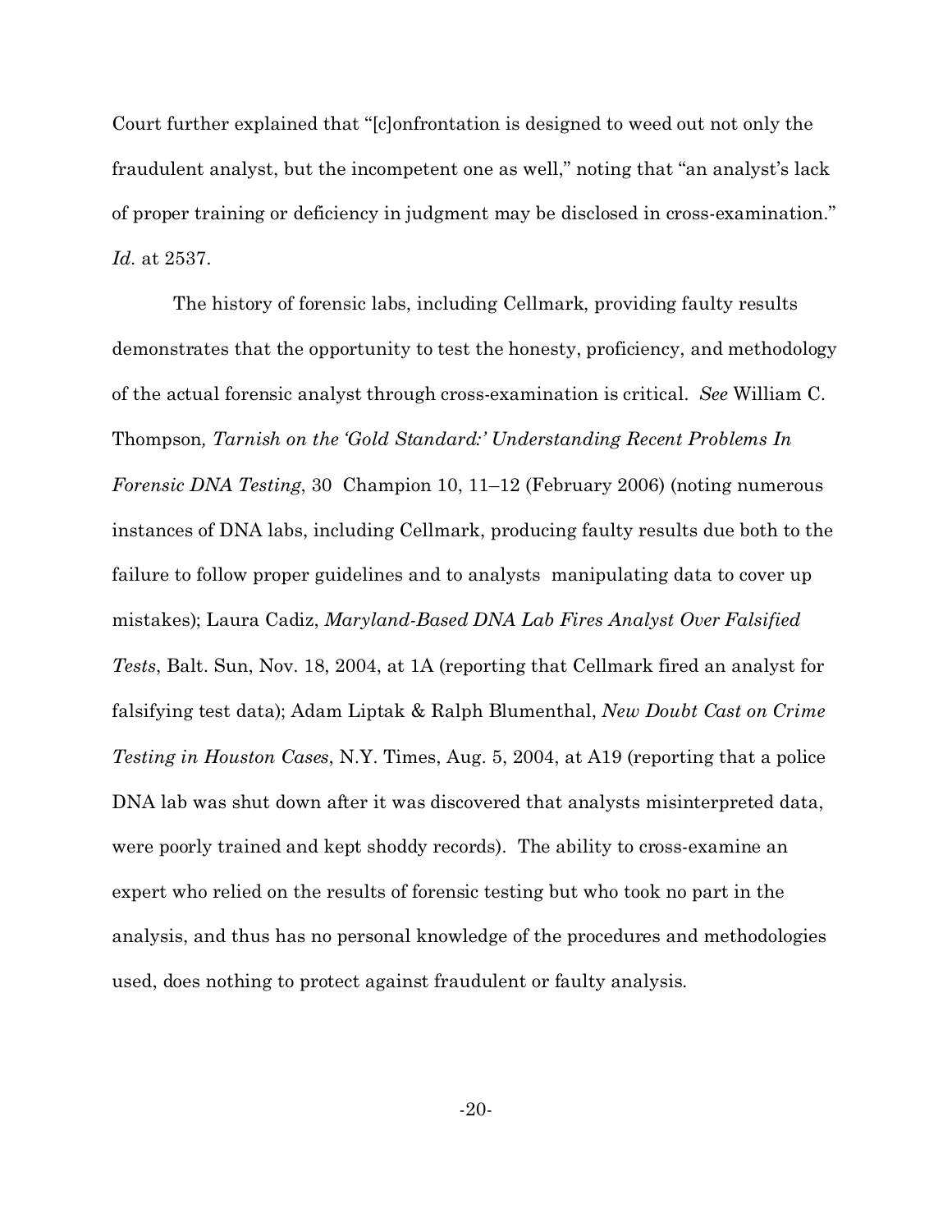Court further explained that "[c]onfrontation is designed to weed out not only the fraudulent analyst, but the incompetent one as well," noting that "an analyst's lack of proper training or deficiency in judgment may be disclosed in cross-examination." *Id.* at 2537.

The history of forensic labs, including Cellmark, providing faulty results demonstrates that the opportunity to test the honesty, proficiency, and methodology of the actual forensic analyst through cross-examination is critical. *See* William C. Thompson*, Tarnish on the 'Gold Standard:' Understanding Recent Problems In Forensic DNA Testing*, 30 Champion 10, 11–12 (February 2006) (noting numerous instances of DNA labs, including Cellmark, producing faulty results due both to the failure to follow proper guidelines and to analysts manipulating data to cover up mistakes); Laura Cadiz, *Maryland-Based DNA Lab Fires Analyst Over Falsified Tests*, Balt. Sun, Nov. 18, 2004, at 1A (reporting that Cellmark fired an analyst for falsifying test data); Adam Liptak & Ralph Blumenthal, *New Doubt Cast on Crime Testing in Houston Cases*, N.Y. Times, Aug. 5, 2004, at A19 (reporting that a police DNA lab was shut down after it was discovered that analysts misinterpreted data, were poorly trained and kept shoddy records). The ability to cross-examine an expert who relied on the results of forensic testing but who took no part in the analysis, and thus has no personal knowledge of the procedures and methodologies used, does nothing to protect against fraudulent or faulty analysis.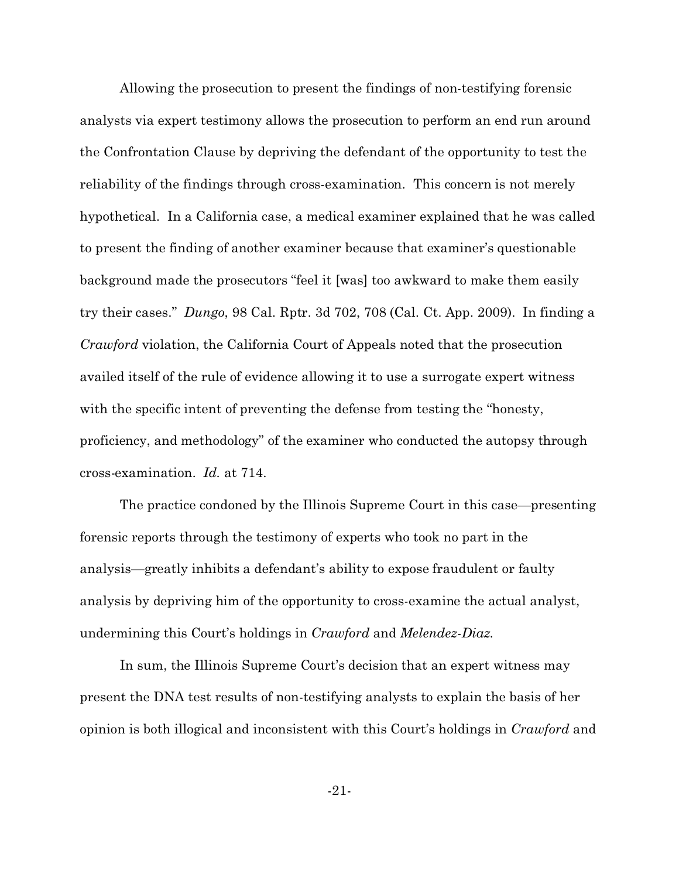Allowing the prosecution to present the findings of non-testifying forensic analysts via expert testimony allows the prosecution to perform an end run around the Confrontation Clause by depriving the defendant of the opportunity to test the reliability of the findings through cross-examination. This concern is not merely hypothetical. In a California case, a medical examiner explained that he was called to present the finding of another examiner because that examiner's questionable background made the prosecutors "feel it [was] too awkward to make them easily try their cases." *Dungo*, 98 Cal. Rptr. 3d 702, 708 (Cal. Ct. App. 2009). In finding a *Crawford* violation, the California Court of Appeals noted that the prosecution availed itself of the rule of evidence allowing it to use a surrogate expert witness with the specific intent of preventing the defense from testing the "honesty, proficiency, and methodology" of the examiner who conducted the autopsy through cross-examination. *Id.* at 714.

The practice condoned by the Illinois Supreme Court in this case—presenting forensic reports through the testimony of experts who took no part in the analysis—greatly inhibits a defendant's ability to expose fraudulent or faulty analysis by depriving him of the opportunity to cross-examine the actual analyst, undermining this Court's holdings in *Crawford* and *Melendez-Diaz*.

In sum, the Illinois Supreme Court's decision that an expert witness may present the DNA test results of non-testifying analysts to explain the basis of her opinion is both illogical and inconsistent with this Court's holdings in *Crawford* and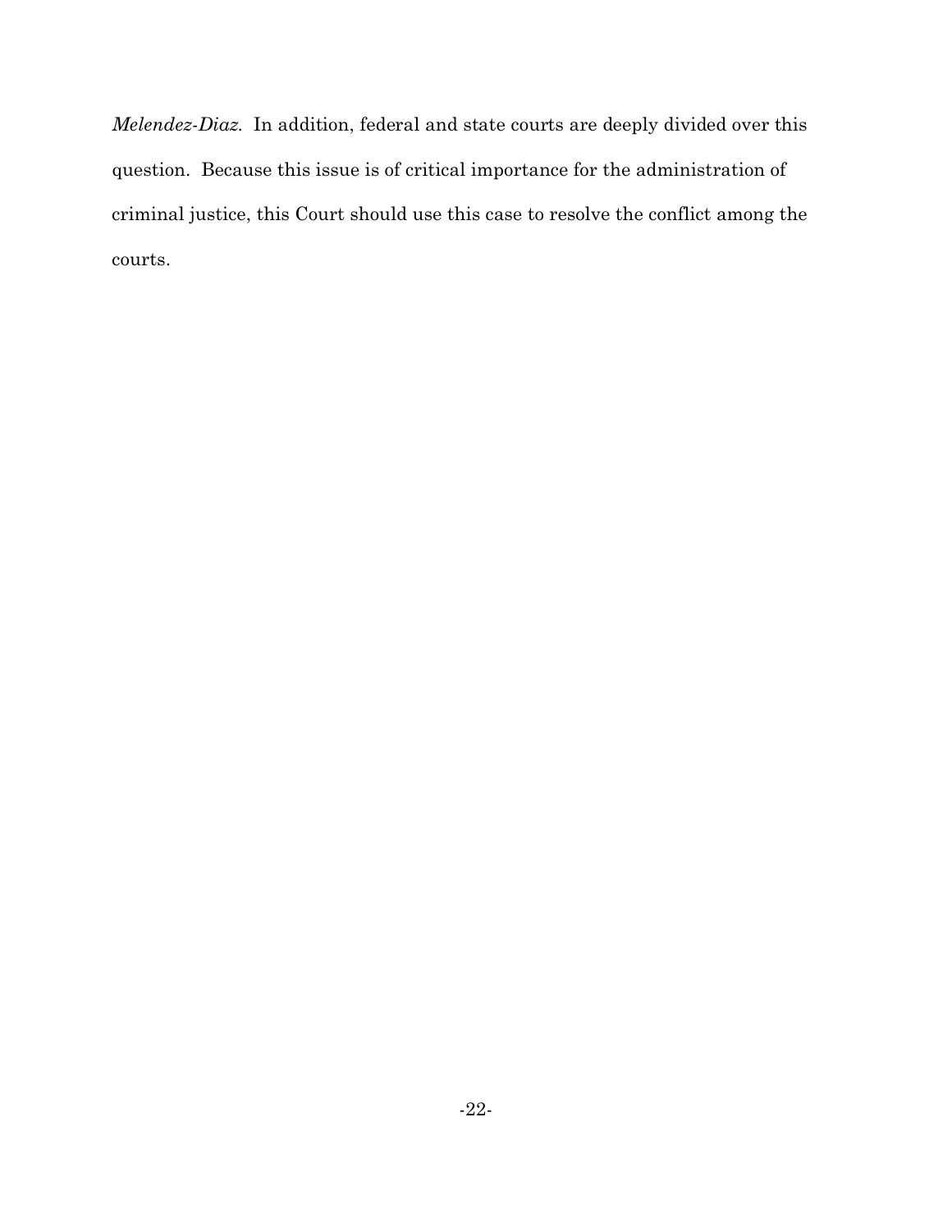*Melendez-Diaz.* In addition, federal and state courts are deeply divided over this question. Because this issue is of critical importance for the administration of criminal justice, this Court should use this case to resolve the conflict among the courts.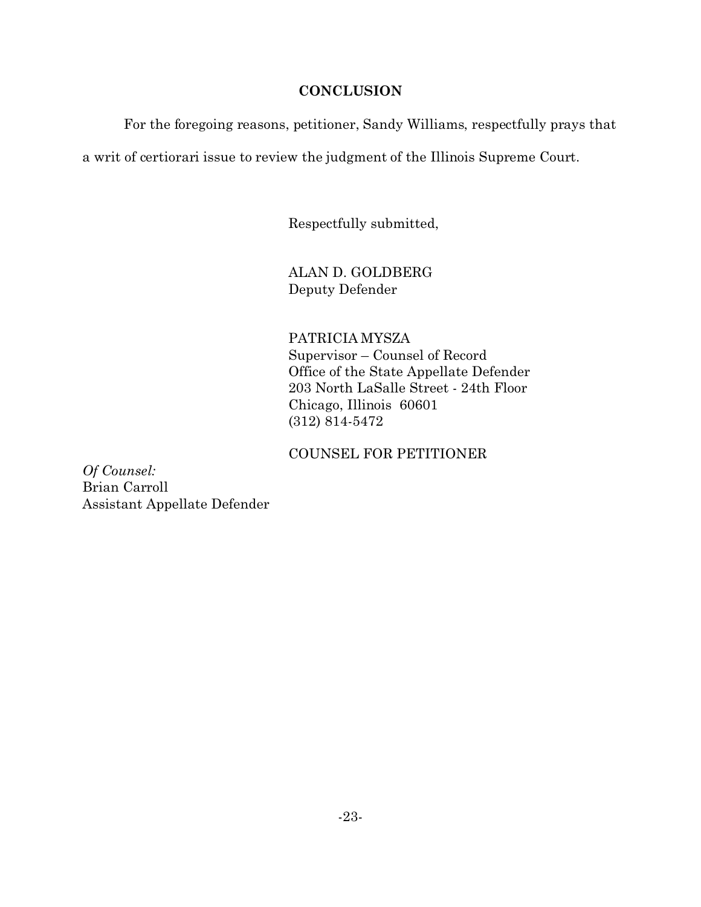## CONCLUSION

For the foregoing reasons, petitioner, Sandy Williams, respectfully prays that a writ of certiorari issue to review the judgment of the Illinois Supreme Court.

Respectfully submitted,

ALAN D. GOLDBERG
Deputy Defender

PATRICIA MYSZA
Supervisor – Counsel of Record
Office of the State Appellate Defender
203 North LaSalle Street - 24th Floor
Chicago, Illinois 60601
(312) 814-5472

COUNSEL FOR PETITIONER

*Of Counsel:*
Brian Carroll
Assistant Appellate Defender